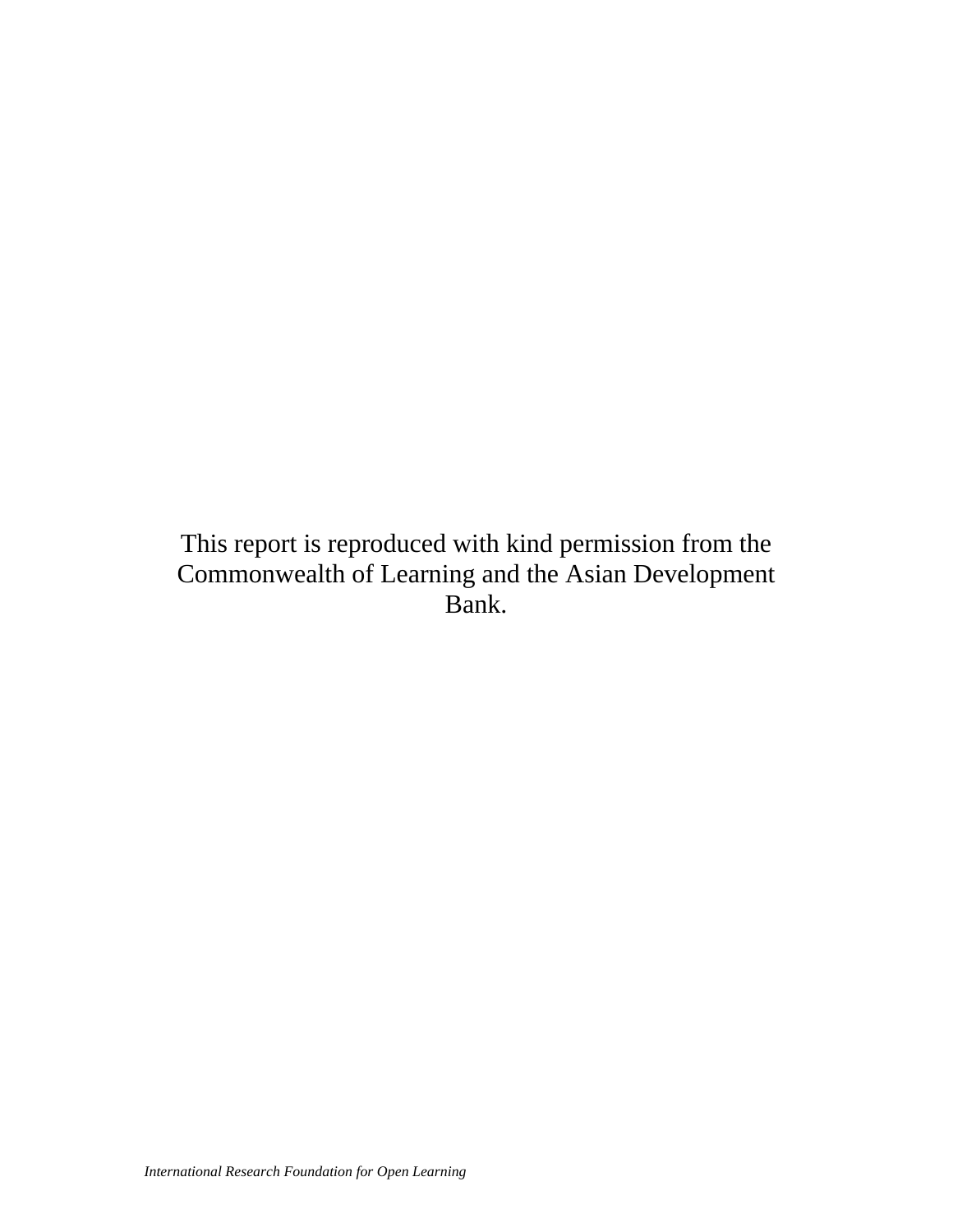This report is reproduced with kind permission from the Commonwealth of Learning and the Asian Development Bank.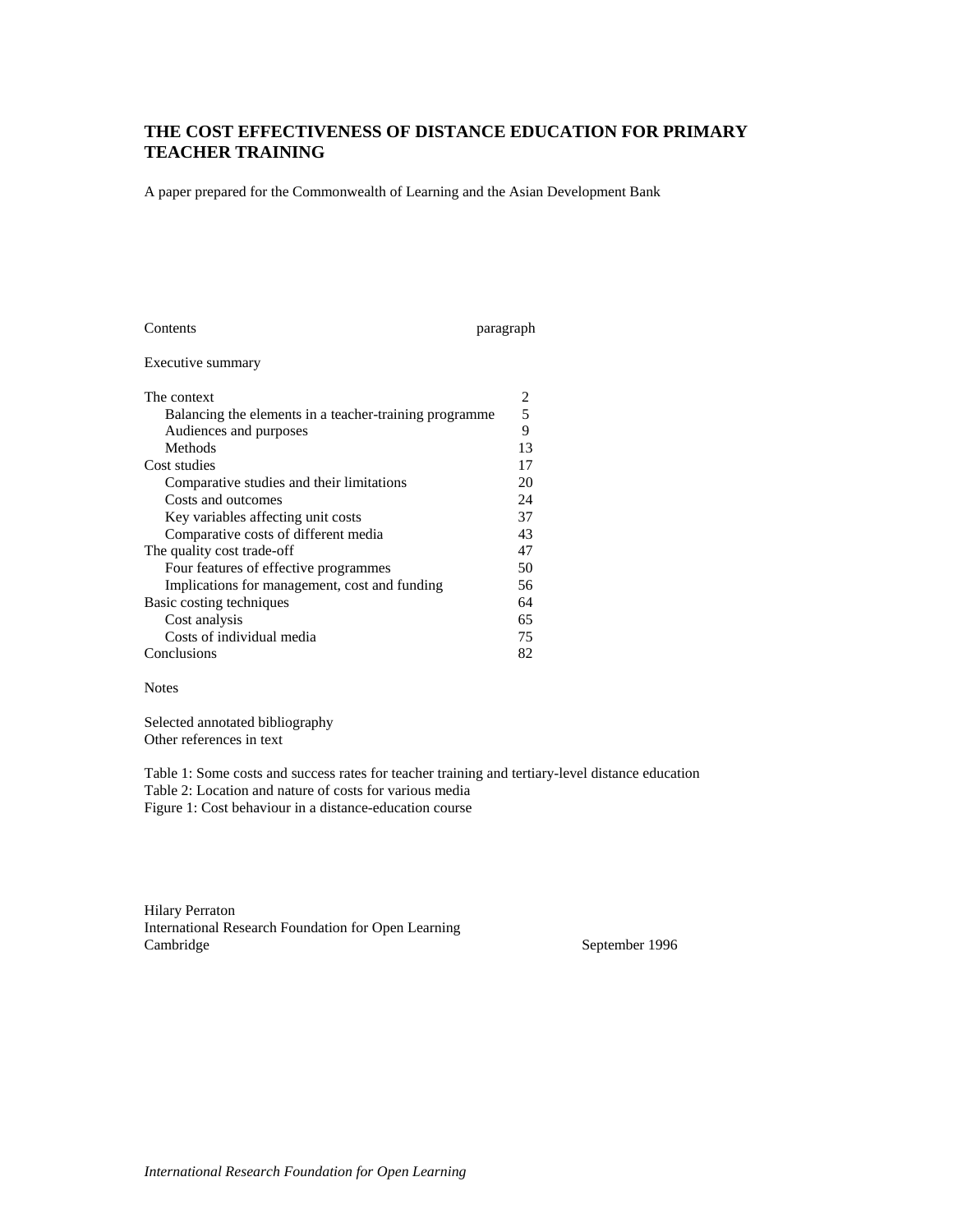# THE COST EFFECTIVENESS OF DISTANCE EDUCATION FOR PRIMARY TEACHER TRAINING

A paper prepared for the Commonwealth of Learning and the Asian Development Bank

| Contents | paragraph |
|---|---|
| Executive summary | |
| The context | 2 |
| Balancing the elements in a teacher-training programme | 5 |
| Audiences and purposes | 9 |
| Methods | 13 |
| Cost studies | 17 |
| Comparative studies and their limitations | 20 |
| Costs and outcomes | 24 |
| Key variables affecting unit costs | 37 |
| Comparative costs of different media | 43 |
| The quality cost trade-off | 47 |
| Four features of effective programmes | 50 |
| Implications for management, cost and funding | 56 |
| Basic costing techniques | 64 |
| Cost analysis | 65 |
| Costs of individual media | 75 |
| Conclusions | 82 |

Notes

Selected annotated bibliography
Other references in text

Table 1: Some costs and success rates for teacher training and tertiary-level distance education
Table 2: Location and nature of costs for various media
Figure 1: Cost behaviour in a distance-education course

Hilary Perraton
International Research Foundation for Open Learning
Cambridge

September 1996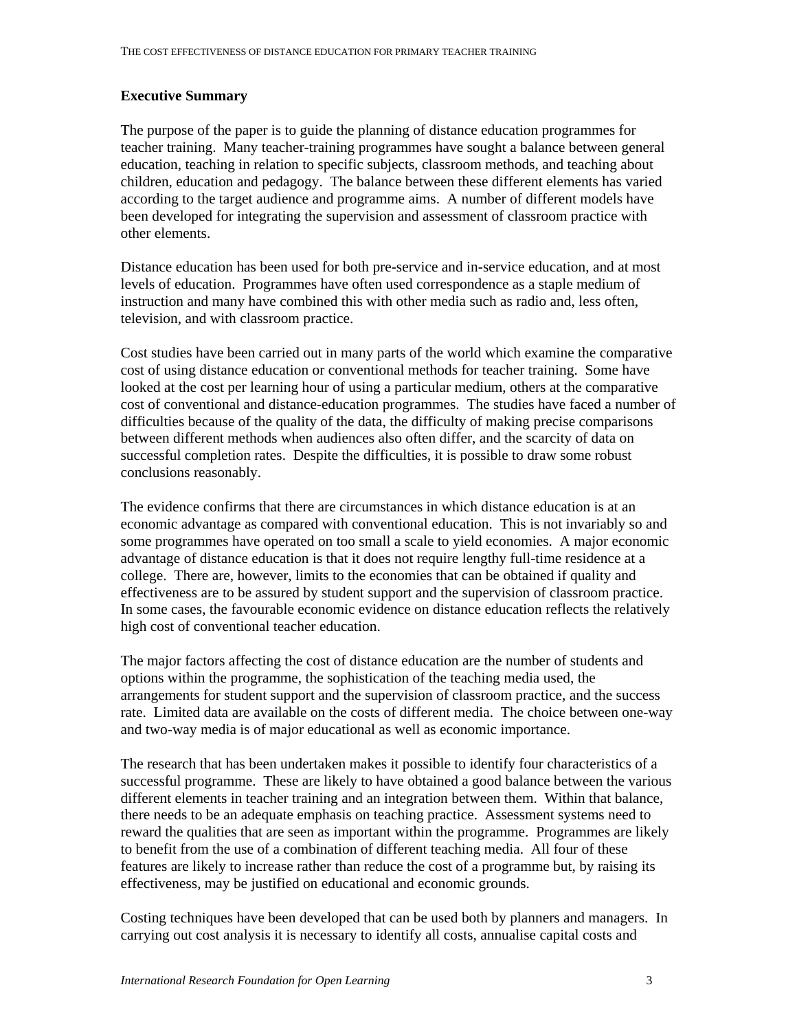**Executive Summary**

The purpose of the paper is to guide the planning of distance education programmes for teacher training. Many teacher-training programmes have sought a balance between general education, teaching in relation to specific subjects, classroom methods, and teaching about children, education and pedagogy. The balance between these different elements has varied according to the target audience and programme aims. A number of different models have been developed for integrating the supervision and assessment of classroom practice with other elements.

Distance education has been used for both pre-service and in-service education, and at most levels of education. Programmes have often used correspondence as a staple medium of instruction and many have combined this with other media such as radio and, less often, television, and with classroom practice.

Cost studies have been carried out in many parts of the world which examine the comparative cost of using distance education or conventional methods for teacher training. Some have looked at the cost per learning hour of using a particular medium, others at the comparative cost of conventional and distance-education programmes. The studies have faced a number of difficulties because of the quality of the data, the difficulty of making precise comparisons between different methods when audiences also often differ, and the scarcity of data on successful completion rates. Despite the difficulties, it is possible to draw some robust conclusions reasonably.

The evidence confirms that there are circumstances in which distance education is at an economic advantage as compared with conventional education. This is not invariably so and some programmes have operated on too small a scale to yield economies. A major economic advantage of distance education is that it does not require lengthy full-time residence at a college. There are, however, limits to the economies that can be obtained if quality and effectiveness are to be assured by student support and the supervision of classroom practice. In some cases, the favourable economic evidence on distance education reflects the relatively high cost of conventional teacher education.

The major factors affecting the cost of distance education are the number of students and options within the programme, the sophistication of the teaching media used, the arrangements for student support and the supervision of classroom practice, and the success rate. Limited data are available on the costs of different media. The choice between one-way and two-way media is of major educational as well as economic importance.

The research that has been undertaken makes it possible to identify four characteristics of a successful programme. These are likely to have obtained a good balance between the various different elements in teacher training and an integration between them. Within that balance, there needs to be an adequate emphasis on teaching practice. Assessment systems need to reward the qualities that are seen as important within the programme. Programmes are likely to benefit from the use of a combination of different teaching media. All four of these features are likely to increase rather than reduce the cost of a programme but, by raising its effectiveness, may be justified on educational and economic grounds.

Costing techniques have been developed that can be used both by planners and managers. In carrying out cost analysis it is necessary to identify all costs, annualise capital costs and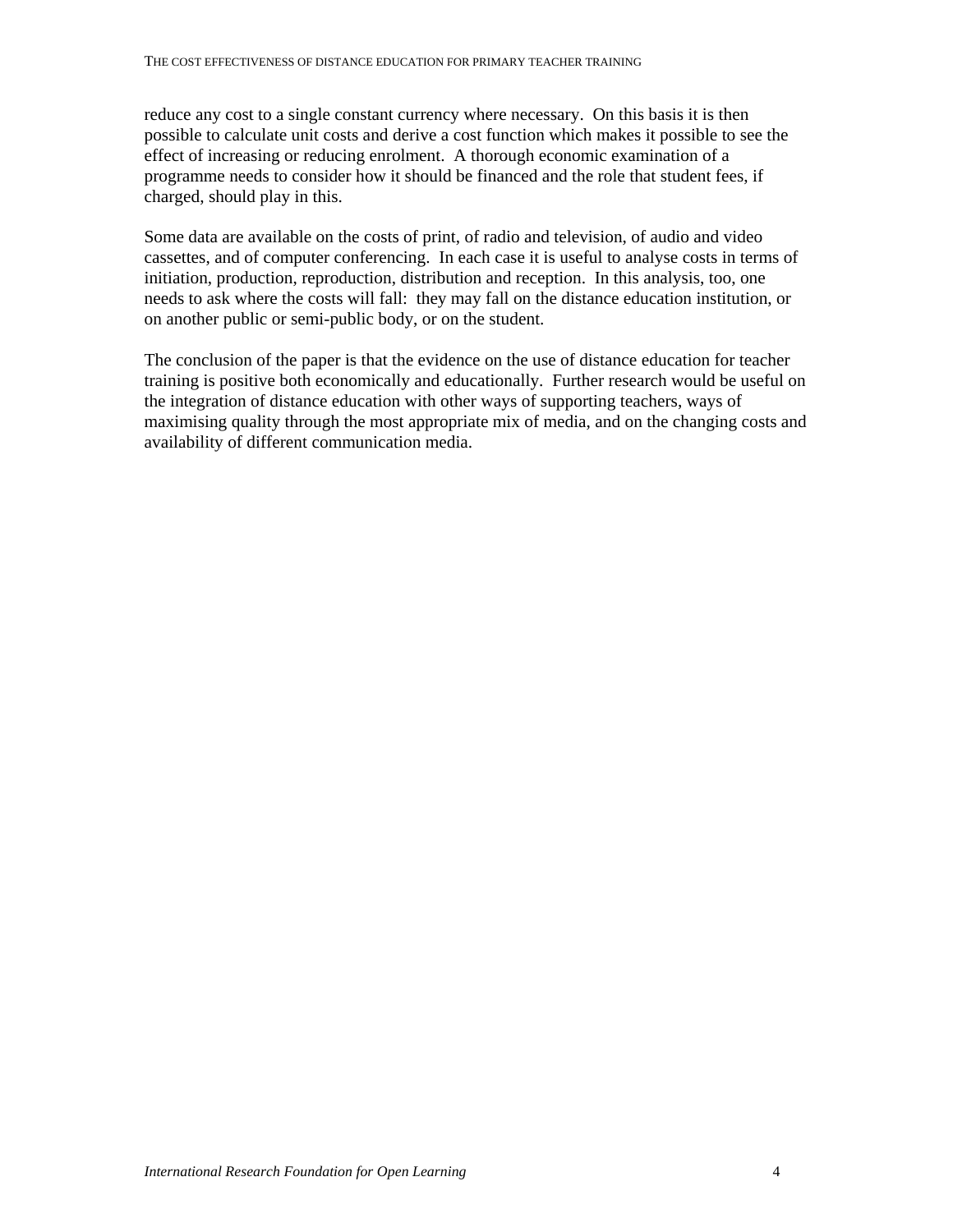reduce any cost to a single constant currency where necessary. On this basis it is then possible to calculate unit costs and derive a cost function which makes it possible to see the effect of increasing or reducing enrolment. A thorough economic examination of a programme needs to consider how it should be financed and the role that student fees, if charged, should play in this.

Some data are available on the costs of print, of radio and television, of audio and video cassettes, and of computer conferencing. In each case it is useful to analyse costs in terms of initiation, production, reproduction, distribution and reception. In this analysis, too, one needs to ask where the costs will fall: they may fall on the distance education institution, or on another public or semi-public body, or on the student.

The conclusion of the paper is that the evidence on the use of distance education for teacher training is positive both economically and educationally. Further research would be useful on the integration of distance education with other ways of supporting teachers, ways of maximising quality through the most appropriate mix of media, and on the changing costs and availability of different communication media.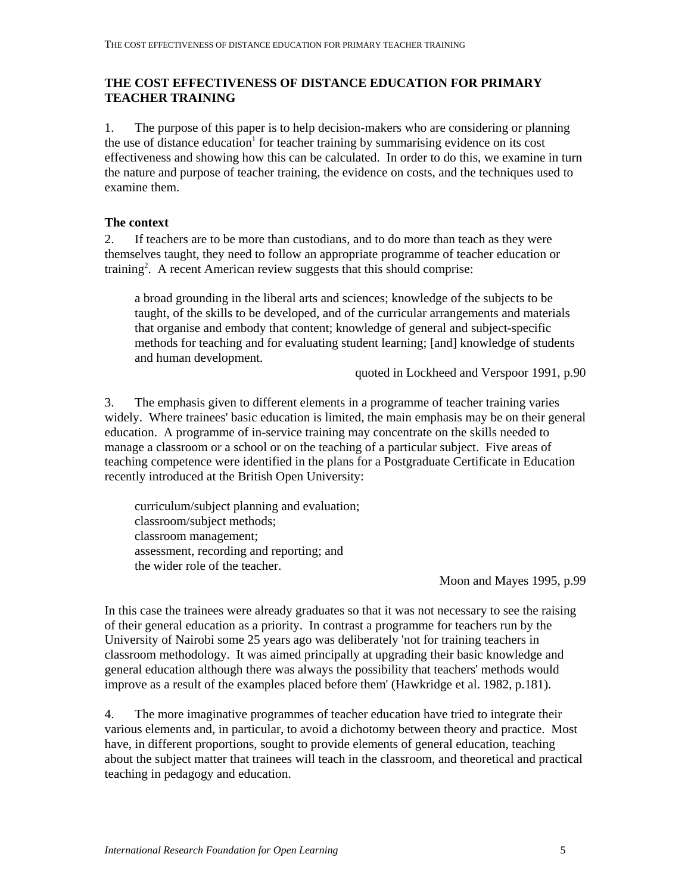# THE COST EFFECTIVENESS OF DISTANCE EDUCATION FOR PRIMARY TEACHER TRAINING

1. The purpose of this paper is to help decision-makers who are considering or planning the use of distance education[1] for teacher training by summarising evidence on its cost effectiveness and showing how this can be calculated. In order to do this, we examine in turn the nature and purpose of teacher training, the evidence on costs, and the techniques used to examine them.

## The context

2. If teachers are to be more than custodians, and to do more than teach as they were themselves taught, they need to follow an appropriate programme of teacher education or training[2]. A recent American review suggests that this should comprise:

> a broad grounding in the liberal arts and sciences; knowledge of the subjects to be taught, of the skills to be developed, and of the curricular arrangements and materials that organise and embody that content; knowledge of general and subject-specific methods for teaching and for evaluating student learning; [and] knowledge of students and human development.
>
> quoted in Lockheed and Verspoor 1991, p.90

3. The emphasis given to different elements in a programme of teacher training varies widely. Where trainees' basic education is limited, the main emphasis may be on their general education. A programme of in-service training may concentrate on the skills needed to manage a classroom or a school or on the teaching of a particular subject. Five areas of teaching competence were identified in the plans for a Postgraduate Certificate in Education recently introduced at the British Open University:

> curriculum/subject planning and evaluation;
> classroom/subject methods;
> classroom management;
> assessment, recording and reporting; and
> the wider role of the teacher.
>
> Moon and Mayes 1995, p.99

In this case the trainees were already graduates so that it was not necessary to see the raising of their general education as a priority. In contrast a programme for teachers run by the University of Nairobi some 25 years ago was deliberately 'not for training teachers in classroom methodology. It was aimed principally at upgrading their basic knowledge and general education although there was always the possibility that teachers' methods would improve as a result of the examples placed before them' (Hawkridge et al. 1982, p.181).

4. The more imaginative programmes of teacher education have tried to integrate their various elements and, in particular, to avoid a dichotomy between theory and practice. Most have, in different proportions, sought to provide elements of general education, teaching about the subject matter that trainees will teach in the classroom, and theoretical and practical teaching in pedagogy and education.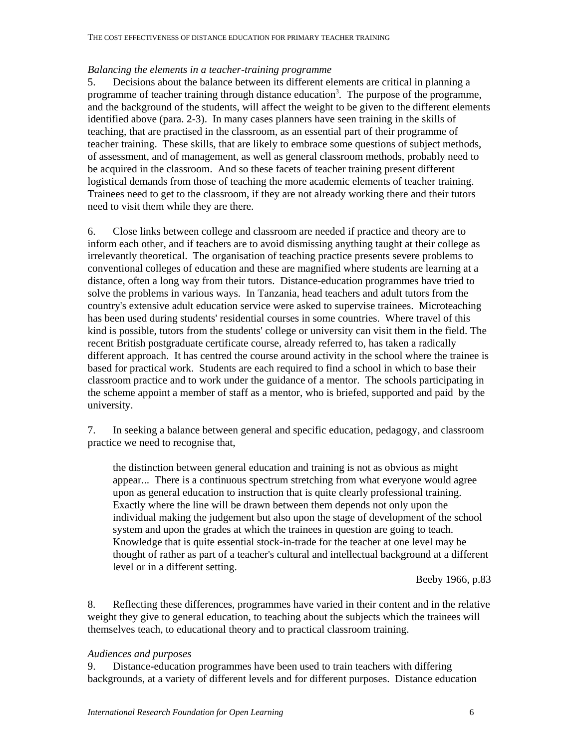*Balancing the elements in a teacher-training programme*

5. Decisions about the balance between its different elements are critical in planning a programme of teacher training through distance education[3]. The purpose of the programme, and the background of the students, will affect the weight to be given to the different elements identified above (para. 2-3). In many cases planners have seen training in the skills of teaching, that are practised in the classroom, as an essential part of their programme of teacher training. These skills, that are likely to embrace some questions of subject methods, of assessment, and of management, as well as general classroom methods, probably need to be acquired in the classroom. And so these facets of teacher training present different logistical demands from those of teaching the more academic elements of teacher training. Trainees need to get to the classroom, if they are not already working there and their tutors need to visit them while they are there.

6. Close links between college and classroom are needed if practice and theory are to inform each other, and if teachers are to avoid dismissing anything taught at their college as irrelevantly theoretical. The organisation of teaching practice presents severe problems to conventional colleges of education and these are magnified where students are learning at a distance, often a long way from their tutors. Distance-education programmes have tried to solve the problems in various ways. In Tanzania, head teachers and adult tutors from the country's extensive adult education service were asked to supervise trainees. Microteaching has been used during students' residential courses in some countries. Where travel of this kind is possible, tutors from the students' college or university can visit them in the field. The recent British postgraduate certificate course, already referred to, has taken a radically different approach. It has centred the course around activity in the school where the trainee is based for practical work. Students are each required to find a school in which to base their classroom practice and to work under the guidance of a mentor. The schools participating in the scheme appoint a member of staff as a mentor, who is briefed, supported and paid by the university.

7. In seeking a balance between general and specific education, pedagogy, and classroom practice we need to recognise that,

> the distinction between general education and training is not as obvious as might appear... There is a continuous spectrum stretching from what everyone would agree upon as general education to instruction that is quite clearly professional training. Exactly where the line will be drawn between them depends not only upon the individual making the judgement but also upon the stage of development of the school system and upon the grades at which the trainees in question are going to teach. Knowledge that is quite essential stock-in-trade for the teacher at one level may be thought of rather as part of a teacher's cultural and intellectual background at a different level or in a different setting.
>
> Beeby 1966, p.83

8. Reflecting these differences, programmes have varied in their content and in the relative weight they give to general education, to teaching about the subjects which the trainees will themselves teach, to educational theory and to practical classroom training.

*Audiences and purposes*

9. Distance-education programmes have been used to train teachers with differing backgrounds, at a variety of different levels and for different purposes. Distance education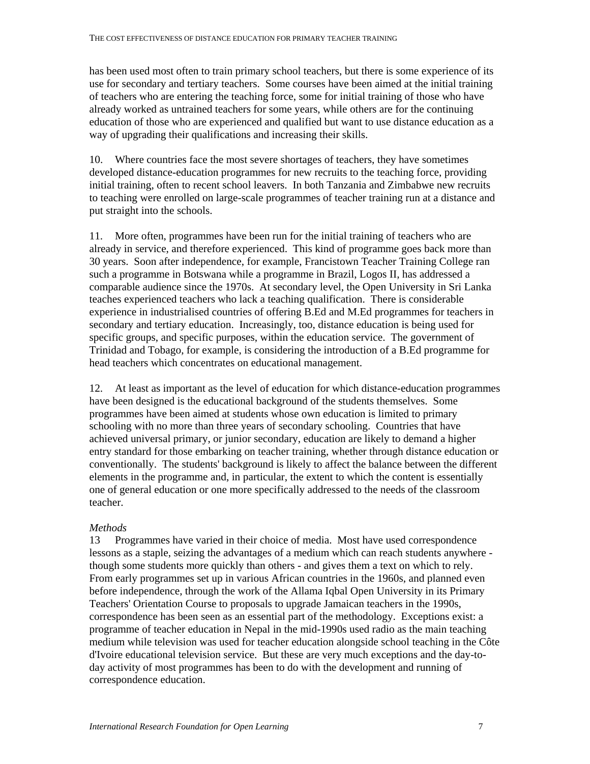has been used most often to train primary school teachers, but there is some experience of its use for secondary and tertiary teachers. Some courses have been aimed at the initial training of teachers who are entering the teaching force, some for initial training of those who have already worked as untrained teachers for some years, while others are for the continuing education of those who are experienced and qualified but want to use distance education as a way of upgrading their qualifications and increasing their skills.

10. Where countries face the most severe shortages of teachers, they have sometimes developed distance-education programmes for new recruits to the teaching force, providing initial training, often to recent school leavers. In both Tanzania and Zimbabwe new recruits to teaching were enrolled on large-scale programmes of teacher training run at a distance and put straight into the schools.

11. More often, programmes have been run for the initial training of teachers who are already in service, and therefore experienced. This kind of programme goes back more than 30 years. Soon after independence, for example, Francistown Teacher Training College ran such a programme in Botswana while a programme in Brazil, Logos II, has addressed a comparable audience since the 1970s. At secondary level, the Open University in Sri Lanka teaches experienced teachers who lack a teaching qualification. There is considerable experience in industrialised countries of offering B.Ed and M.Ed programmes for teachers in secondary and tertiary education. Increasingly, too, distance education is being used for specific groups, and specific purposes, within the education service. The government of Trinidad and Tobago, for example, is considering the introduction of a B.Ed programme for head teachers which concentrates on educational management.

12. At least as important as the level of education for which distance-education programmes have been designed is the educational background of the students themselves. Some programmes have been aimed at students whose own education is limited to primary schooling with no more than three years of secondary schooling. Countries that have achieved universal primary, or junior secondary, education are likely to demand a higher entry standard for those embarking on teacher training, whether through distance education or conventionally. The students' background is likely to affect the balance between the different elements in the programme and, in particular, the extent to which the content is essentially one of general education or one more specifically addressed to the needs of the classroom teacher.

*Methods*

13 Programmes have varied in their choice of media. Most have used correspondence lessons as a staple, seizing the advantages of a medium which can reach students anywhere - though some students more quickly than others - and gives them a text on which to rely. From early programmes set up in various African countries in the 1960s, and planned even before independence, through the work of the Allama Iqbal Open University in its Primary Teachers' Orientation Course to proposals to upgrade Jamaican teachers in the 1990s, correspondence has been seen as an essential part of the methodology. Exceptions exist: a programme of teacher education in Nepal in the mid-1990s used radio as the main teaching medium while television was used for teacher education alongside school teaching in the Côte d'Ivoire educational television service. But these are very much exceptions and the day-to-day activity of most programmes has been to do with the development and running of correspondence education.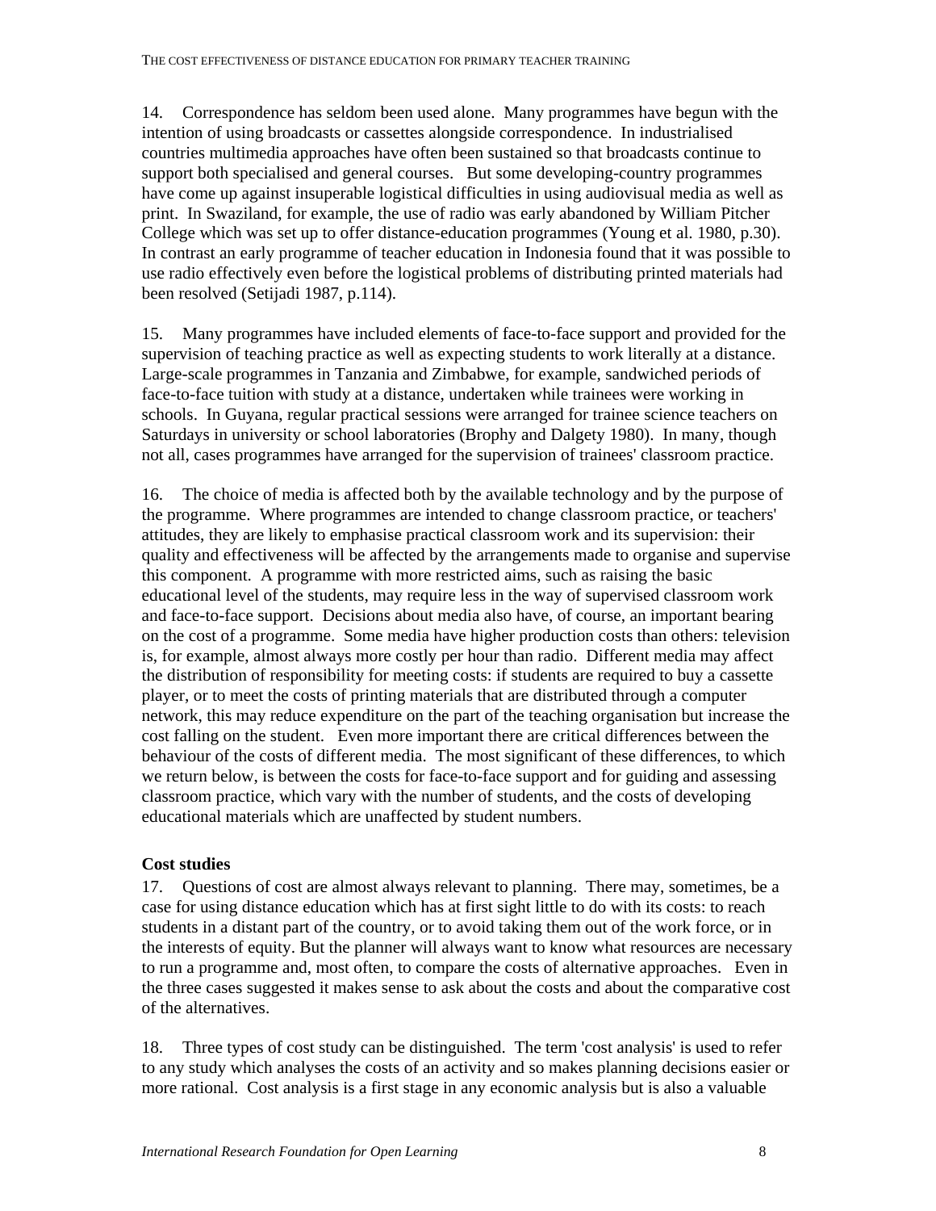14. Correspondence has seldom been used alone. Many programmes have begun with the intention of using broadcasts or cassettes alongside correspondence. In industrialised countries multimedia approaches have often been sustained so that broadcasts continue to support both specialised and general courses. But some developing-country programmes have come up against insuperable logistical difficulties in using audiovisual media as well as print. In Swaziland, for example, the use of radio was early abandoned by William Pitcher College which was set up to offer distance-education programmes (Young et al. 1980, p.30). In contrast an early programme of teacher education in Indonesia found that it was possible to use radio effectively even before the logistical problems of distributing printed materials had been resolved (Setijadi 1987, p.114).

15. Many programmes have included elements of face-to-face support and provided for the supervision of teaching practice as well as expecting students to work literally at a distance. Large-scale programmes in Tanzania and Zimbabwe, for example, sandwiched periods of face-to-face tuition with study at a distance, undertaken while trainees were working in schools. In Guyana, regular practical sessions were arranged for trainee science teachers on Saturdays in university or school laboratories (Brophy and Dalgety 1980). In many, though not all, cases programmes have arranged for the supervision of trainees' classroom practice.

16. The choice of media is affected both by the available technology and by the purpose of the programme. Where programmes are intended to change classroom practice, or teachers' attitudes, they are likely to emphasise practical classroom work and its supervision: their quality and effectiveness will be affected by the arrangements made to organise and supervise this component. A programme with more restricted aims, such as raising the basic educational level of the students, may require less in the way of supervised classroom work and face-to-face support. Decisions about media also have, of course, an important bearing on the cost of a programme. Some media have higher production costs than others: television is, for example, almost always more costly per hour than radio. Different media may affect the distribution of responsibility for meeting costs: if students are required to buy a cassette player, or to meet the costs of printing materials that are distributed through a computer network, this may reduce expenditure on the part of the teaching organisation but increase the cost falling on the student. Even more important there are critical differences between the behaviour of the costs of different media. The most significant of these differences, to which we return below, is between the costs for face-to-face support and for guiding and assessing classroom practice, which vary with the number of students, and the costs of developing educational materials which are unaffected by student numbers.

**Cost studies**

17. Questions of cost are almost always relevant to planning. There may, sometimes, be a case for using distance education which has at first sight little to do with its costs: to reach students in a distant part of the country, or to avoid taking them out of the work force, or in the interests of equity. But the planner will always want to know what resources are necessary to run a programme and, most often, to compare the costs of alternative approaches. Even in the three cases suggested it makes sense to ask about the costs and about the comparative cost of the alternatives.

18. Three types of cost study can be distinguished. The term 'cost analysis' is used to refer to any study which analyses the costs of an activity and so makes planning decisions easier or more rational. Cost analysis is a first stage in any economic analysis but is also a valuable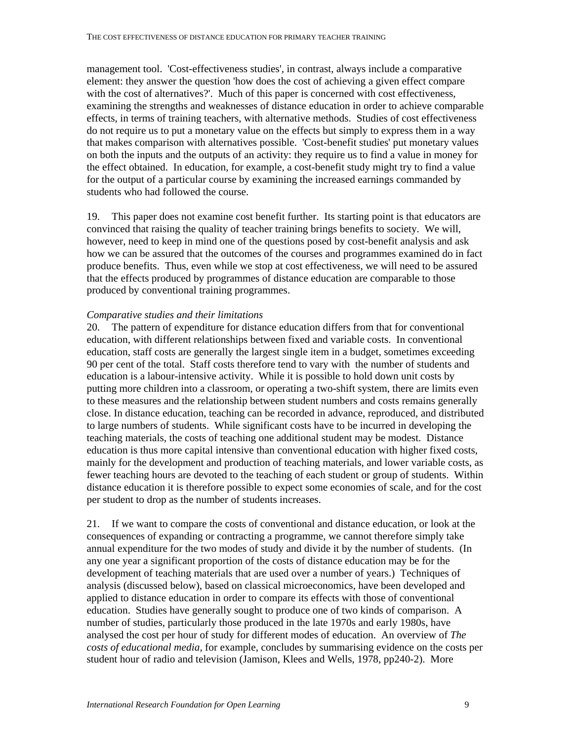management tool. 'Cost-effectiveness studies', in contrast, always include a comparative element: they answer the question 'how does the cost of achieving a given effect compare with the cost of alternatives?'. Much of this paper is concerned with cost effectiveness, examining the strengths and weaknesses of distance education in order to achieve comparable effects, in terms of training teachers, with alternative methods. Studies of cost effectiveness do not require us to put a monetary value on the effects but simply to express them in a way that makes comparison with alternatives possible. 'Cost-benefit studies' put monetary values on both the inputs and the outputs of an activity: they require us to find a value in money for the effect obtained. In education, for example, a cost-benefit study might try to find a value for the output of a particular course by examining the increased earnings commanded by students who had followed the course.

19. This paper does not examine cost benefit further. Its starting point is that educators are convinced that raising the quality of teacher training brings benefits to society. We will, however, need to keep in mind one of the questions posed by cost-benefit analysis and ask how we can be assured that the outcomes of the courses and programmes examined do in fact produce benefits. Thus, even while we stop at cost effectiveness, we will need to be assured that the effects produced by programmes of distance education are comparable to those produced by conventional training programmes.

*Comparative studies and their limitations*

20. The pattern of expenditure for distance education differs from that for conventional education, with different relationships between fixed and variable costs. In conventional education, staff costs are generally the largest single item in a budget, sometimes exceeding 90 per cent of the total. Staff costs therefore tend to vary with the number of students and education is a labour-intensive activity. While it is possible to hold down unit costs by putting more children into a classroom, or operating a two-shift system, there are limits even to these measures and the relationship between student numbers and costs remains generally close. In distance education, teaching can be recorded in advance, reproduced, and distributed to large numbers of students. While significant costs have to be incurred in developing the teaching materials, the costs of teaching one additional student may be modest. Distance education is thus more capital intensive than conventional education with higher fixed costs, mainly for the development and production of teaching materials, and lower variable costs, as fewer teaching hours are devoted to the teaching of each student or group of students. Within distance education it is therefore possible to expect some economies of scale, and for the cost per student to drop as the number of students increases.

21. If we want to compare the costs of conventional and distance education, or look at the consequences of expanding or contracting a programme, we cannot therefore simply take annual expenditure for the two modes of study and divide it by the number of students. (In any one year a significant proportion of the costs of distance education may be for the development of teaching materials that are used over a number of years.) Techniques of analysis (discussed below), based on classical microeconomics, have been developed and applied to distance education in order to compare its effects with those of conventional education. Studies have generally sought to produce one of two kinds of comparison. A number of studies, particularly those produced in the late 1970s and early 1980s, have analysed the cost per hour of study for different modes of education. An overview of *The costs of educational media*, for example, concludes by summarising evidence on the costs per student hour of radio and television (Jamison, Klees and Wells, 1978, pp240-2). More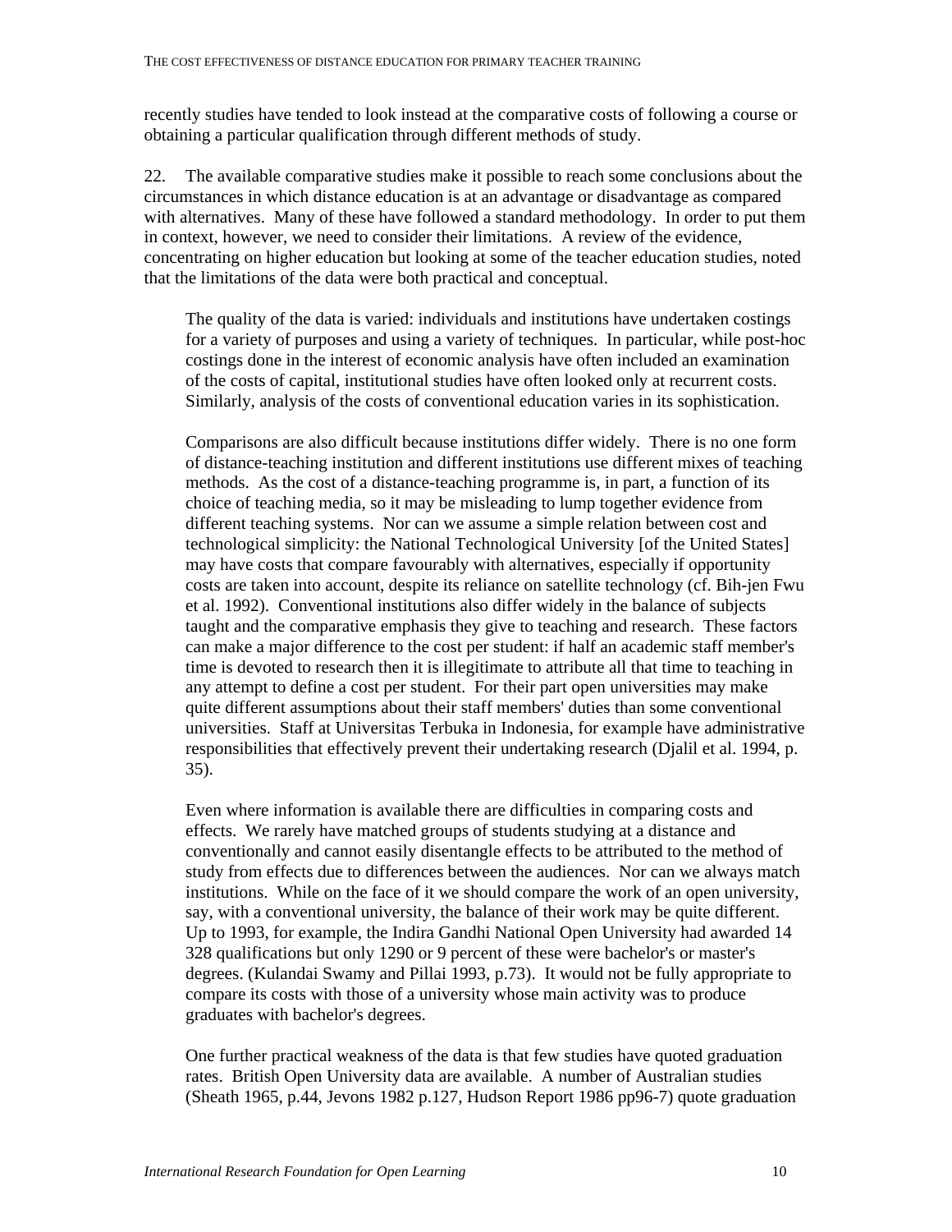recently studies have tended to look instead at the comparative costs of following a course or obtaining a particular qualification through different methods of study.

22. The available comparative studies make it possible to reach some conclusions about the circumstances in which distance education is at an advantage or disadvantage as compared with alternatives. Many of these have followed a standard methodology. In order to put them in context, however, we need to consider their limitations. A review of the evidence, concentrating on higher education but looking at some of the teacher education studies, noted that the limitations of the data were both practical and conceptual.

> The quality of the data is varied: individuals and institutions have undertaken costings for a variety of purposes and using a variety of techniques. In particular, while post-hoc costings done in the interest of economic analysis have often included an examination of the costs of capital, institutional studies have often looked only at recurrent costs. Similarly, analysis of the costs of conventional education varies in its sophistication.
>
> Comparisons are also difficult because institutions differ widely. There is no one form of distance-teaching institution and different institutions use different mixes of teaching methods. As the cost of a distance-teaching programme is, in part, a function of its choice of teaching media, so it may be misleading to lump together evidence from different teaching systems. Nor can we assume a simple relation between cost and technological simplicity: the National Technological University [of the United States] may have costs that compare favourably with alternatives, especially if opportunity costs are taken into account, despite its reliance on satellite technology (cf. Bih-jen Fwu et al. 1992). Conventional institutions also differ widely in the balance of subjects taught and the comparative emphasis they give to teaching and research. These factors can make a major difference to the cost per student: if half an academic staff member's time is devoted to research then it is illegitimate to attribute all that time to teaching in any attempt to define a cost per student. For their part open universities may make quite different assumptions about their staff members' duties than some conventional universities. Staff at Universitas Terbuka in Indonesia, for example have administrative responsibilities that effectively prevent their undertaking research (Djalil et al. 1994, p. 35).
>
> Even where information is available there are difficulties in comparing costs and effects. We rarely have matched groups of students studying at a distance and conventionally and cannot easily disentangle effects to be attributed to the method of study from effects due to differences between the audiences. Nor can we always match institutions. While on the face of it we should compare the work of an open university, say, with a conventional university, the balance of their work may be quite different. Up to 1993, for example, the Indira Gandhi National Open University had awarded 14 328 qualifications but only 1290 or 9 percent of these were bachelor's or master's degrees. (Kulandai Swamy and Pillai 1993, p.73). It would not be fully appropriate to compare its costs with those of a university whose main activity was to produce graduates with bachelor's degrees.
>
> One further practical weakness of the data is that few studies have quoted graduation rates. British Open University data are available. A number of Australian studies (Sheath 1965, p.44, Jevons 1982 p.127, Hudson Report 1986 pp96-7) quote graduation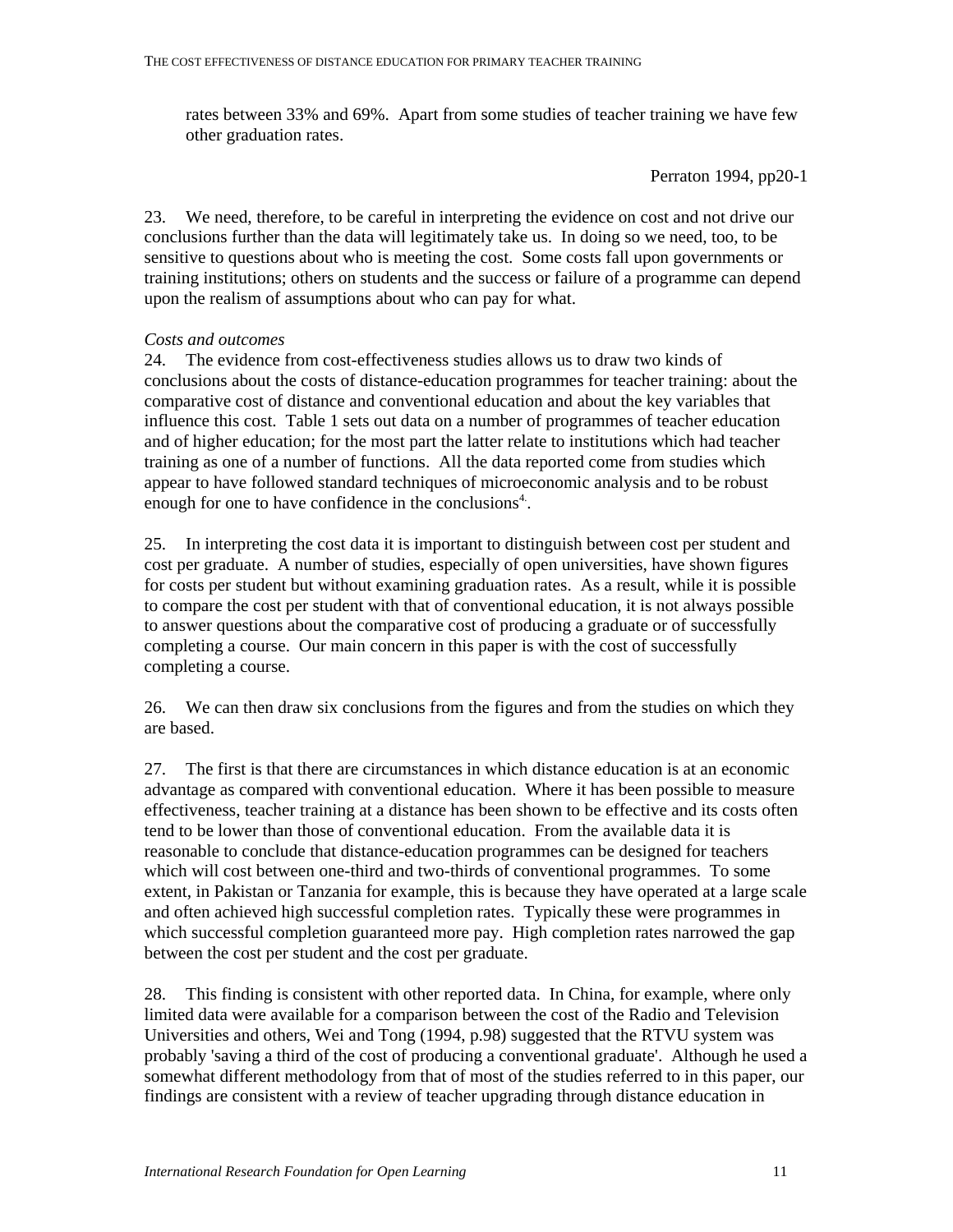rates between 33% and 69%. Apart from some studies of teacher training we have few other graduation rates.

Perraton 1994, pp20-1

23. We need, therefore, to be careful in interpreting the evidence on cost and not drive our conclusions further than the data will legitimately take us. In doing so we need, too, to be sensitive to questions about who is meeting the cost. Some costs fall upon governments or training institutions; others on students and the success or failure of a programme can depend upon the realism of assumptions about who can pay for what.

*Costs and outcomes*

24. The evidence from cost-effectiveness studies allows us to draw two kinds of conclusions about the costs of distance-education programmes for teacher training: about the comparative cost of distance and conventional education and about the key variables that influence this cost. Table 1 sets out data on a number of programmes of teacher education and of higher education; for the most part the latter relate to institutions which had teacher training as one of a number of functions. All the data reported come from studies which appear to have followed standard techniques of microeconomic analysis and to be robust enough for one to have confidence in the conclusions[4].

25. In interpreting the cost data it is important to distinguish between cost per student and cost per graduate. A number of studies, especially of open universities, have shown figures for costs per student but without examining graduation rates. As a result, while it is possible to compare the cost per student with that of conventional education, it is not always possible to answer questions about the comparative cost of producing a graduate or of successfully completing a course. Our main concern in this paper is with the cost of successfully completing a course.

26. We can then draw six conclusions from the figures and from the studies on which they are based.

27. The first is that there are circumstances in which distance education is at an economic advantage as compared with conventional education. Where it has been possible to measure effectiveness, teacher training at a distance has been shown to be effective and its costs often tend to be lower than those of conventional education. From the available data it is reasonable to conclude that distance-education programmes can be designed for teachers which will cost between one-third and two-thirds of conventional programmes. To some extent, in Pakistan or Tanzania for example, this is because they have operated at a large scale and often achieved high successful completion rates. Typically these were programmes in which successful completion guaranteed more pay. High completion rates narrowed the gap between the cost per student and the cost per graduate.

28. This finding is consistent with other reported data. In China, for example, where only limited data were available for a comparison between the cost of the Radio and Television Universities and others, Wei and Tong (1994, p.98) suggested that the RTVU system was probably 'saving a third of the cost of producing a conventional graduate'. Although he used a somewhat different methodology from that of most of the studies referred to in this paper, our findings are consistent with a review of teacher upgrading through distance education in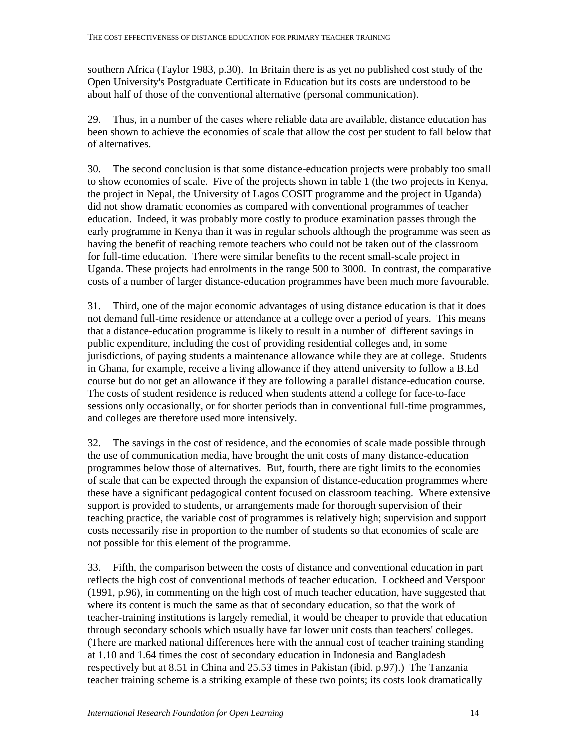southern Africa (Taylor 1983, p.30). In Britain there is as yet no published cost study of the Open University's Postgraduate Certificate in Education but its costs are understood to be about half of those of the conventional alternative (personal communication).

29. Thus, in a number of the cases where reliable data are available, distance education has been shown to achieve the economies of scale that allow the cost per student to fall below that of alternatives.

30. The second conclusion is that some distance-education projects were probably too small to show economies of scale. Five of the projects shown in table 1 (the two projects in Kenya, the project in Nepal, the University of Lagos COSIT programme and the project in Uganda) did not show dramatic economies as compared with conventional programmes of teacher education. Indeed, it was probably more costly to produce examination passes through the early programme in Kenya than it was in regular schools although the programme was seen as having the benefit of reaching remote teachers who could not be taken out of the classroom for full-time education. There were similar benefits to the recent small-scale project in Uganda. These projects had enrolments in the range 500 to 3000. In contrast, the comparative costs of a number of larger distance-education programmes have been much more favourable.

31. Third, one of the major economic advantages of using distance education is that it does not demand full-time residence or attendance at a college over a period of years. This means that a distance-education programme is likely to result in a number of different savings in public expenditure, including the cost of providing residential colleges and, in some jurisdictions, of paying students a maintenance allowance while they are at college. Students in Ghana, for example, receive a living allowance if they attend university to follow a B.Ed course but do not get an allowance if they are following a parallel distance-education course. The costs of student residence is reduced when students attend a college for face-to-face sessions only occasionally, or for shorter periods than in conventional full-time programmes, and colleges are therefore used more intensively.

32. The savings in the cost of residence, and the economies of scale made possible through the use of communication media, have brought the unit costs of many distance-education programmes below those of alternatives. But, fourth, there are tight limits to the economies of scale that can be expected through the expansion of distance-education programmes where these have a significant pedagogical content focused on classroom teaching. Where extensive support is provided to students, or arrangements made for thorough supervision of their teaching practice, the variable cost of programmes is relatively high; supervision and support costs necessarily rise in proportion to the number of students so that economies of scale are not possible for this element of the programme.

33. Fifth, the comparison between the costs of distance and conventional education in part reflects the high cost of conventional methods of teacher education. Lockheed and Verspoor (1991, p.96), in commenting on the high cost of much teacher education, have suggested that where its content is much the same as that of secondary education, so that the work of teacher-training institutions is largely remedial, it would be cheaper to provide that education through secondary schools which usually have far lower unit costs than teachers' colleges. (There are marked national differences here with the annual cost of teacher training standing at 1.10 and 1.64 times the cost of secondary education in Indonesia and Bangladesh respectively but at 8.51 in China and 25.53 times in Pakistan (ibid. p.97).) The Tanzania teacher training scheme is a striking example of these two points; its costs look dramatically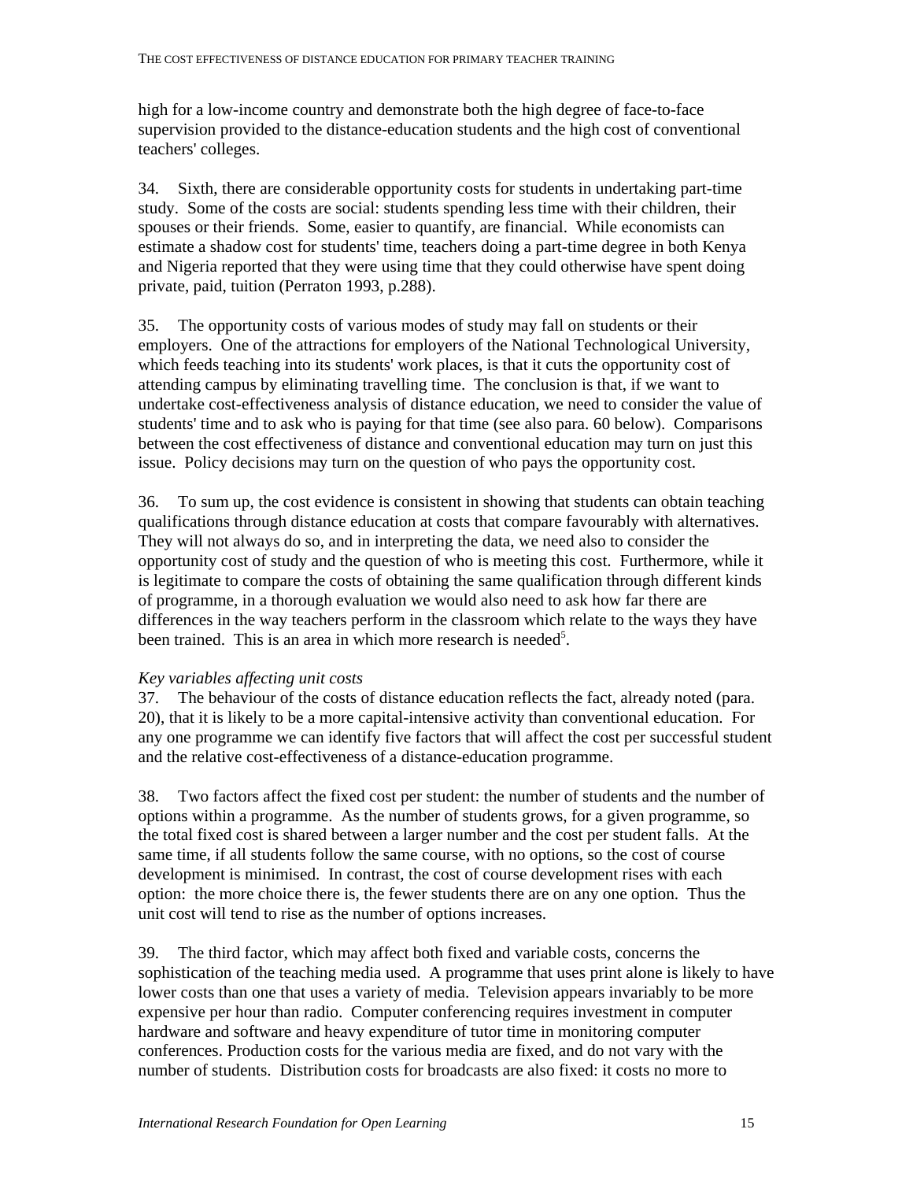high for a low-income country and demonstrate both the high degree of face-to-face supervision provided to the distance-education students and the high cost of conventional teachers' colleges.

34. Sixth, there are considerable opportunity costs for students in undertaking part-time study. Some of the costs are social: students spending less time with their children, their spouses or their friends. Some, easier to quantify, are financial. While economists can estimate a shadow cost for students' time, teachers doing a part-time degree in both Kenya and Nigeria reported that they were using time that they could otherwise have spent doing private, paid, tuition (Perraton 1993, p.288).

35. The opportunity costs of various modes of study may fall on students or their employers. One of the attractions for employers of the National Technological University, which feeds teaching into its students' work places, is that it cuts the opportunity cost of attending campus by eliminating travelling time. The conclusion is that, if we want to undertake cost-effectiveness analysis of distance education, we need to consider the value of students' time and to ask who is paying for that time (see also para. 60 below). Comparisons between the cost effectiveness of distance and conventional education may turn on just this issue. Policy decisions may turn on the question of who pays the opportunity cost.

36. To sum up, the cost evidence is consistent in showing that students can obtain teaching qualifications through distance education at costs that compare favourably with alternatives. They will not always do so, and in interpreting the data, we need also to consider the opportunity cost of study and the question of who is meeting this cost. Furthermore, while it is legitimate to compare the costs of obtaining the same qualification through different kinds of programme, in a thorough evaluation we would also need to ask how far there are differences in the way teachers perform in the classroom which relate to the ways they have been trained. This is an area in which more research is needed[5].

*Key variables affecting unit costs*

37. The behaviour of the costs of distance education reflects the fact, already noted (para. 20), that it is likely to be a more capital-intensive activity than conventional education. For any one programme we can identify five factors that will affect the cost per successful student and the relative cost-effectiveness of a distance-education programme.

38. Two factors affect the fixed cost per student: the number of students and the number of options within a programme. As the number of students grows, for a given programme, so the total fixed cost is shared between a larger number and the cost per student falls. At the same time, if all students follow the same course, with no options, so the cost of course development is minimised. In contrast, the cost of course development rises with each option: the more choice there is, the fewer students there are on any one option. Thus the unit cost will tend to rise as the number of options increases.

39. The third factor, which may affect both fixed and variable costs, concerns the sophistication of the teaching media used. A programme that uses print alone is likely to have lower costs than one that uses a variety of media. Television appears invariably to be more expensive per hour than radio. Computer conferencing requires investment in computer hardware and software and heavy expenditure of tutor time in monitoring computer conferences. Production costs for the various media are fixed, and do not vary with the number of students. Distribution costs for broadcasts are also fixed: it costs no more to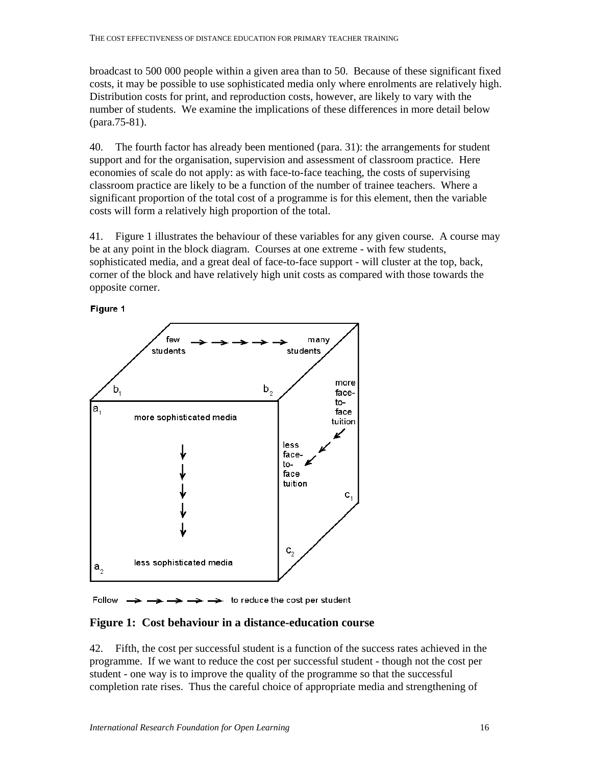broadcast to 500 000 people within a given area than to 50. Because of these significant fixed costs, it may be possible to use sophisticated media only where enrolments are relatively high. Distribution costs for print, and reproduction costs, however, are likely to vary with the number of students. We examine the implications of these differences in more detail below (para.75-81).

40. The fourth factor has already been mentioned (para. 31): the arrangements for student support and for the organisation, supervision and assessment of classroom practice. Here economies of scale do not apply: as with face-to-face teaching, the costs of supervising classroom practice are likely to be a function of the number of trainee teachers. Where a significant proportion of the total cost of a programme is for this element, then the variable costs will form a relatively high proportion of the total.

41. Figure 1 illustrates the behaviour of these variables for any given course. A course may be at any point in the block diagram. Courses at one extreme - with few students, sophisticated media, and a great deal of face-to-face support - will cluster at the top, back, corner of the block and have relatively high unit costs as compared with those towards the opposite corner.

Figure 1

few → → → → → many
students students

$b_1$ $b_2$

$a_1$ more sophisticated media

more face-to-face tuition

less face-to-face tuition

$c_1$

$c_2$

$a_2$ less sophisticated media

Follow → → → → → to reduce the cost per student

**Figure 1: Cost behaviour in a distance-education course**

42. Fifth, the cost per successful student is a function of the success rates achieved in the programme. If we want to reduce the cost per successful student - though not the cost per student - one way is to improve the quality of the programme so that the successful completion rate rises. Thus the careful choice of appropriate media and strengthening of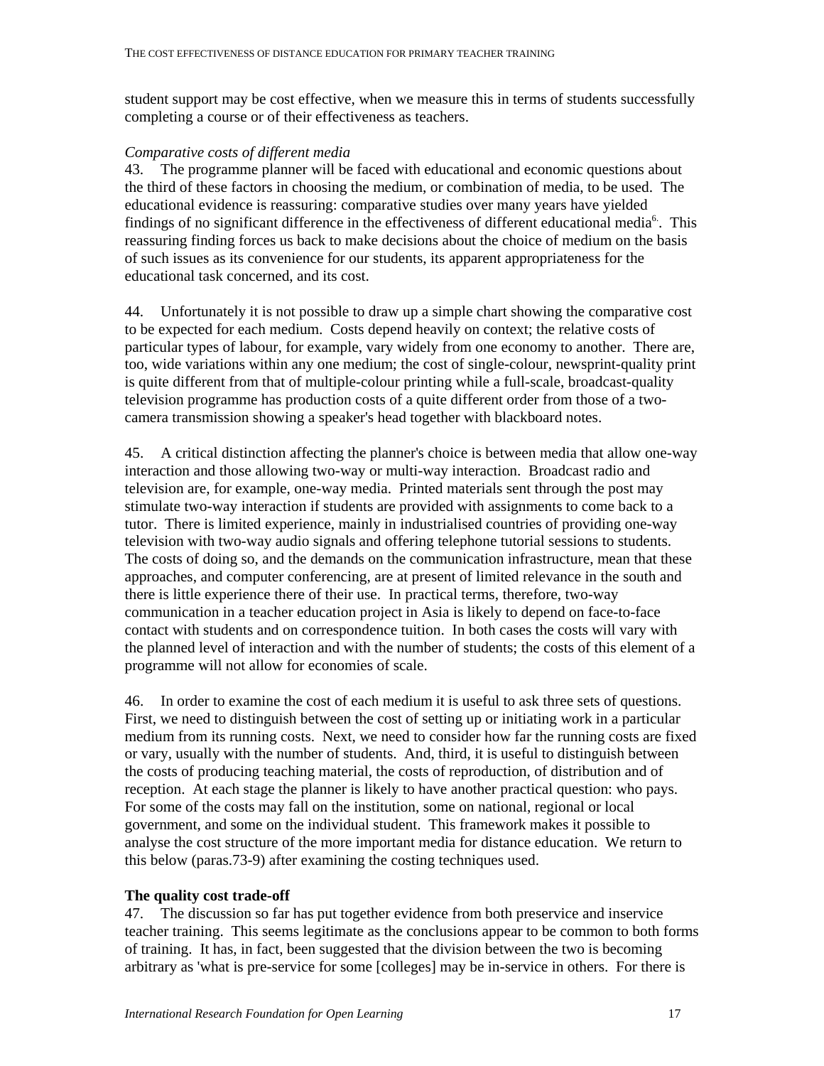student support may be cost effective, when we measure this in terms of students successfully completing a course or of their effectiveness as teachers.

*Comparative costs of different media*

43. The programme planner will be faced with educational and economic questions about the third of these factors in choosing the medium, or combination of media, to be used. The educational evidence is reassuring: comparative studies over many years have yielded findings of no significant difference in the effectiveness of different educational media[6]. This reassuring finding forces us back to make decisions about the choice of medium on the basis of such issues as its convenience for our students, its apparent appropriateness for the educational task concerned, and its cost.

44. Unfortunately it is not possible to draw up a simple chart showing the comparative cost to be expected for each medium. Costs depend heavily on context; the relative costs of particular types of labour, for example, vary widely from one economy to another. There are, too, wide variations within any one medium; the cost of single-colour, newsprint-quality print is quite different from that of multiple-colour printing while a full-scale, broadcast-quality television programme has production costs of a quite different order from those of a two-camera transmission showing a speaker's head together with blackboard notes.

45. A critical distinction affecting the planner's choice is between media that allow one-way interaction and those allowing two-way or multi-way interaction. Broadcast radio and television are, for example, one-way media. Printed materials sent through the post may stimulate two-way interaction if students are provided with assignments to come back to a tutor. There is limited experience, mainly in industrialised countries of providing one-way television with two-way audio signals and offering telephone tutorial sessions to students. The costs of doing so, and the demands on the communication infrastructure, mean that these approaches, and computer conferencing, are at present of limited relevance in the south and there is little experience there of their use. In practical terms, therefore, two-way communication in a teacher education project in Asia is likely to depend on face-to-face contact with students and on correspondence tuition. In both cases the costs will vary with the planned level of interaction and with the number of students; the costs of this element of a programme will not allow for economies of scale.

46. In order to examine the cost of each medium it is useful to ask three sets of questions. First, we need to distinguish between the cost of setting up or initiating work in a particular medium from its running costs. Next, we need to consider how far the running costs are fixed or vary, usually with the number of students. And, third, it is useful to distinguish between the costs of producing teaching material, the costs of reproduction, of distribution and of reception. At each stage the planner is likely to have another practical question: who pays. For some of the costs may fall on the institution, some on national, regional or local government, and some on the individual student. This framework makes it possible to analyse the cost structure of the more important media for distance education. We return to this below (paras.73-9) after examining the costing techniques used.

**The quality cost trade-off**

47. The discussion so far has put together evidence from both preservice and inservice teacher training. This seems legitimate as the conclusions appear to be common to both forms of training. It has, in fact, been suggested that the division between the two is becoming arbitrary as 'what is pre-service for some [colleges] may be in-service in others. For there is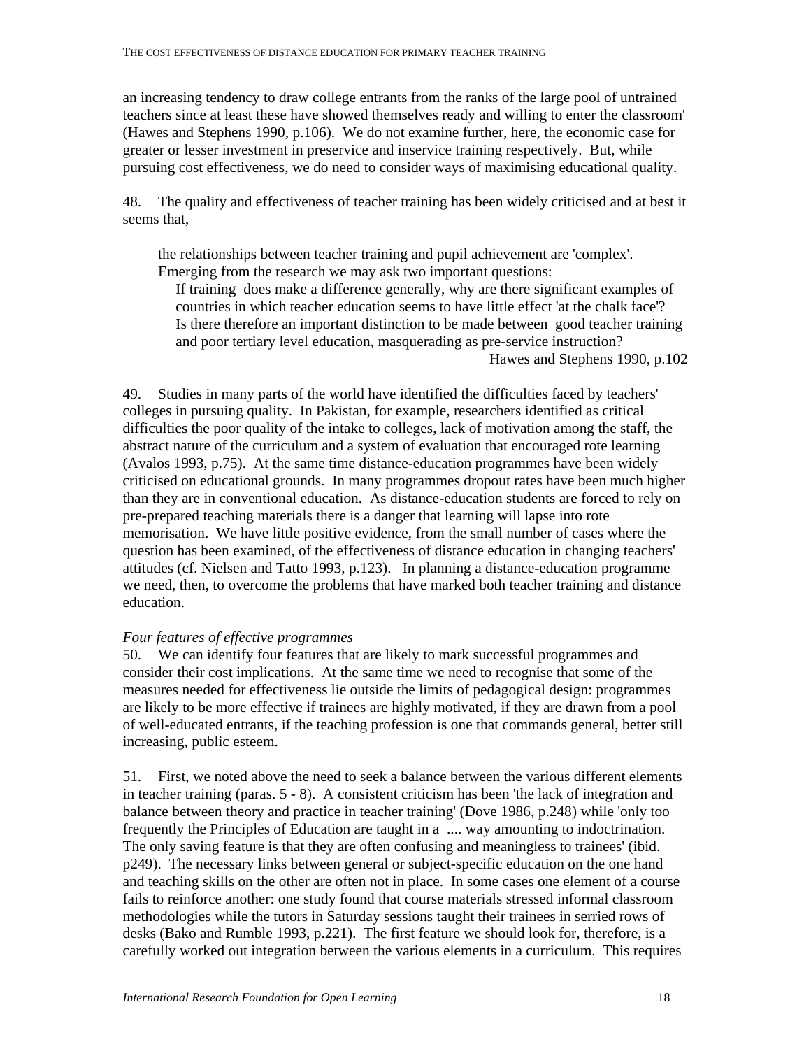an increasing tendency to draw college entrants from the ranks of the large pool of untrained teachers since at least these have showed themselves ready and willing to enter the classroom' (Hawes and Stephens 1990, p.106). We do not examine further, here, the economic case for greater or lesser investment in preservice and inservice training respectively. But, while pursuing cost effectiveness, we do need to consider ways of maximising educational quality.

48. The quality and effectiveness of teacher training has been widely criticised and at best it seems that,

> the relationships between teacher training and pupil achievement are 'complex'. Emerging from the research we may ask two important questions:
>
> If training does make a difference generally, why are there significant examples of countries in which teacher education seems to have little effect 'at the chalk face'? Is there therefore an important distinction to be made between good teacher training and poor tertiary level education, masquerading as pre-service instruction?
>
> Hawes and Stephens 1990, p.102

49. Studies in many parts of the world have identified the difficulties faced by teachers' colleges in pursuing quality. In Pakistan, for example, researchers identified as critical difficulties the poor quality of the intake to colleges, lack of motivation among the staff, the abstract nature of the curriculum and a system of evaluation that encouraged rote learning (Avalos 1993, p.75). At the same time distance-education programmes have been widely criticised on educational grounds. In many programmes dropout rates have been much higher than they are in conventional education. As distance-education students are forced to rely on pre-prepared teaching materials there is a danger that learning will lapse into rote memorisation. We have little positive evidence, from the small number of cases where the question has been examined, of the effectiveness of distance education in changing teachers' attitudes (cf. Nielsen and Tatto 1993, p.123). In planning a distance-education programme we need, then, to overcome the problems that have marked both teacher training and distance education.

*Four features of effective programmes*

50. We can identify four features that are likely to mark successful programmes and consider their cost implications. At the same time we need to recognise that some of the measures needed for effectiveness lie outside the limits of pedagogical design: programmes are likely to be more effective if trainees are highly motivated, if they are drawn from a pool of well-educated entrants, if the teaching profession is one that commands general, better still increasing, public esteem.

51. First, we noted above the need to seek a balance between the various different elements in teacher training (paras. 5 - 8). A consistent criticism has been 'the lack of integration and balance between theory and practice in teacher training' (Dove 1986, p.248) while 'only too frequently the Principles of Education are taught in a .... way amounting to indoctrination. The only saving feature is that they are often confusing and meaningless to trainees' (ibid. p249). The necessary links between general or subject-specific education on the one hand and teaching skills on the other are often not in place. In some cases one element of a course fails to reinforce another: one study found that course materials stressed informal classroom methodologies while the tutors in Saturday sessions taught their trainees in serried rows of desks (Bako and Rumble 1993, p.221). The first feature we should look for, therefore, is a carefully worked out integration between the various elements in a curriculum. This requires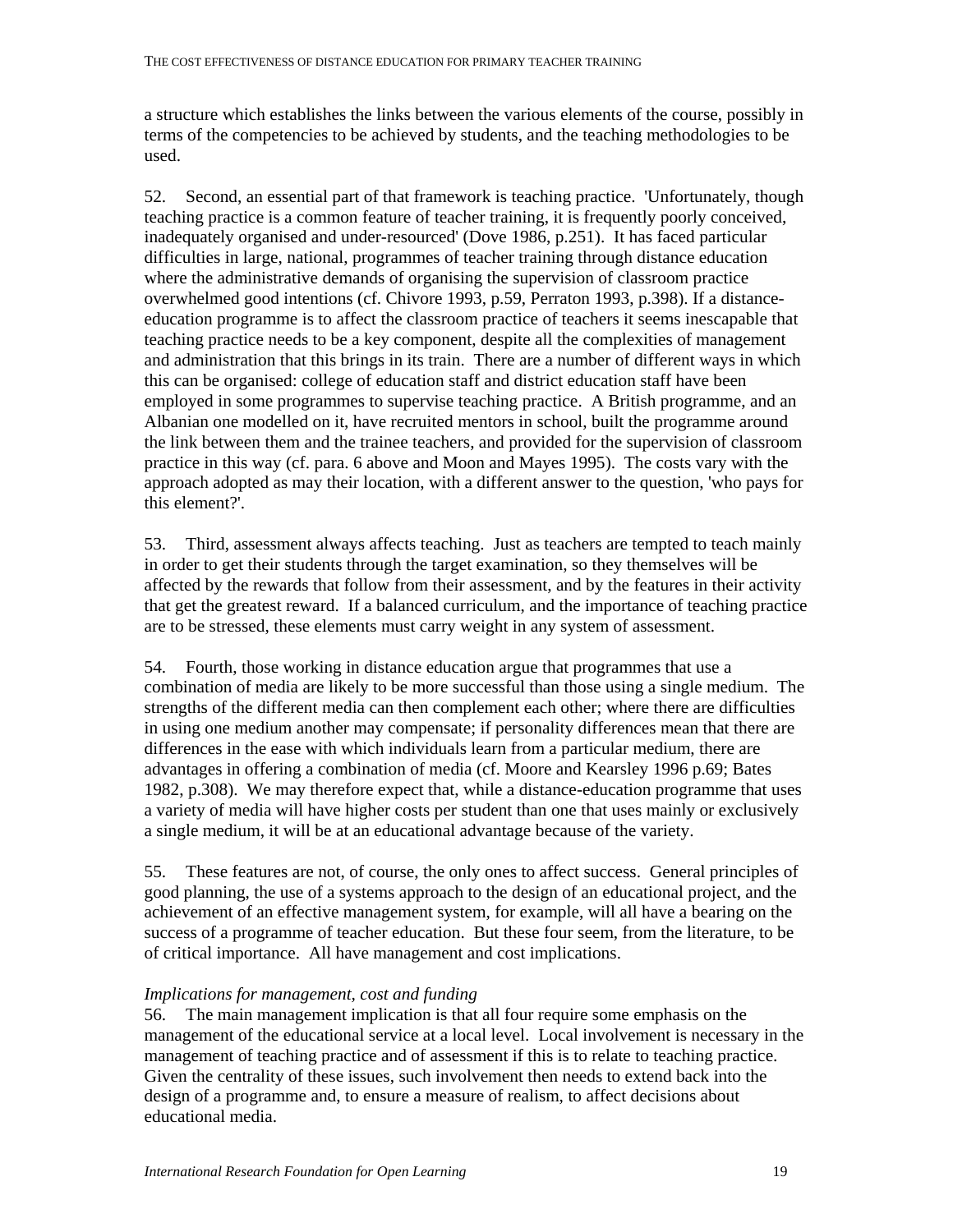a structure which establishes the links between the various elements of the course, possibly in terms of the competencies to be achieved by students, and the teaching methodologies to be used.

52. Second, an essential part of that framework is teaching practice. 'Unfortunately, though teaching practice is a common feature of teacher training, it is frequently poorly conceived, inadequately organised and under-resourced' (Dove 1986, p.251). It has faced particular difficulties in large, national, programmes of teacher training through distance education where the administrative demands of organising the supervision of classroom practice overwhelmed good intentions (cf. Chivore 1993, p.59, Perraton 1993, p.398). If a distance-education programme is to affect the classroom practice of teachers it seems inescapable that teaching practice needs to be a key component, despite all the complexities of management and administration that this brings in its train. There are a number of different ways in which this can be organised: college of education staff and district education staff have been employed in some programmes to supervise teaching practice. A British programme, and an Albanian one modelled on it, have recruited mentors in school, built the programme around the link between them and the trainee teachers, and provided for the supervision of classroom practice in this way (cf. para. 6 above and Moon and Mayes 1995). The costs vary with the approach adopted as may their location, with a different answer to the question, 'who pays for this element?'.

53. Third, assessment always affects teaching. Just as teachers are tempted to teach mainly in order to get their students through the target examination, so they themselves will be affected by the rewards that follow from their assessment, and by the features in their activity that get the greatest reward. If a balanced curriculum, and the importance of teaching practice are to be stressed, these elements must carry weight in any system of assessment.

54. Fourth, those working in distance education argue that programmes that use a combination of media are likely to be more successful than those using a single medium. The strengths of the different media can then complement each other; where there are difficulties in using one medium another may compensate; if personality differences mean that there are differences in the ease with which individuals learn from a particular medium, there are advantages in offering a combination of media (cf. Moore and Kearsley 1996 p.69; Bates 1982, p.308). We may therefore expect that, while a distance-education programme that uses a variety of media will have higher costs per student than one that uses mainly or exclusively a single medium, it will be at an educational advantage because of the variety.

55. These features are not, of course, the only ones to affect success. General principles of good planning, the use of a systems approach to the design of an educational project, and the achievement of an effective management system, for example, will all have a bearing on the success of a programme of teacher education. But these four seem, from the literature, to be of critical importance. All have management and cost implications.

*Implications for management, cost and funding*

56. The main management implication is that all four require some emphasis on the management of the educational service at a local level. Local involvement is necessary in the management of teaching practice and of assessment if this is to relate to teaching practice. Given the centrality of these issues, such involvement then needs to extend back into the design of a programme and, to ensure a measure of realism, to affect decisions about educational media.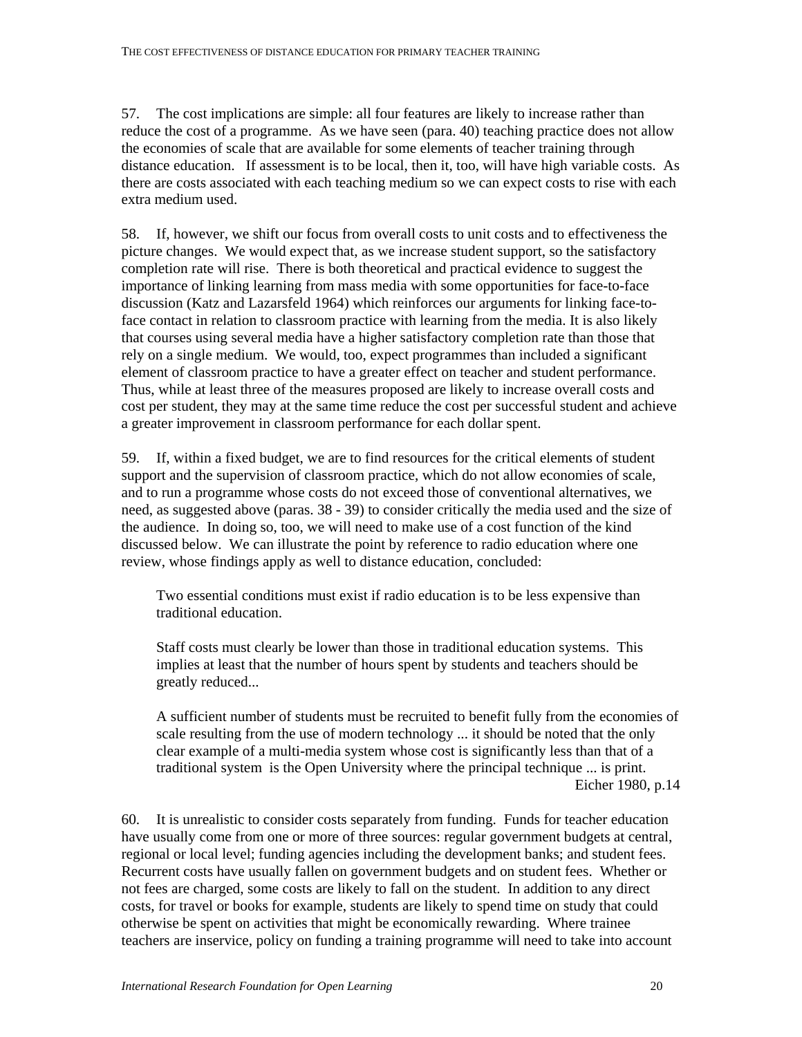57. The cost implications are simple: all four features are likely to increase rather than reduce the cost of a programme. As we have seen (para. 40) teaching practice does not allow the economies of scale that are available for some elements of teacher training through distance education. If assessment is to be local, then it, too, will have high variable costs. As there are costs associated with each teaching medium so we can expect costs to rise with each extra medium used.

58. If, however, we shift our focus from overall costs to unit costs and to effectiveness the picture changes. We would expect that, as we increase student support, so the satisfactory completion rate will rise. There is both theoretical and practical evidence to suggest the importance of linking learning from mass media with some opportunities for face-to-face discussion (Katz and Lazarsfeld 1964) which reinforces our arguments for linking face-to-face contact in relation to classroom practice with learning from the media. It is also likely that courses using several media have a higher satisfactory completion rate than those that rely on a single medium. We would, too, expect programmes than included a significant element of classroom practice to have a greater effect on teacher and student performance. Thus, while at least three of the measures proposed are likely to increase overall costs and cost per student, they may at the same time reduce the cost per successful student and achieve a greater improvement in classroom performance for each dollar spent.

59. If, within a fixed budget, we are to find resources for the critical elements of student support and the supervision of classroom practice, which do not allow economies of scale, and to run a programme whose costs do not exceed those of conventional alternatives, we need, as suggested above (paras. 38 - 39) to consider critically the media used and the size of the audience. In doing so, too, we will need to make use of a cost function of the kind discussed below. We can illustrate the point by reference to radio education where one review, whose findings apply as well to distance education, concluded:

> Two essential conditions must exist if radio education is to be less expensive than traditional education.
>
> Staff costs must clearly be lower than those in traditional education systems. This implies at least that the number of hours spent by students and teachers should be greatly reduced...
>
> A sufficient number of students must be recruited to benefit fully from the economies of scale resulting from the use of modern technology ... it should be noted that the only clear example of a multi-media system whose cost is significantly less than that of a traditional system is the Open University where the principal technique ... is print.
>
> Eicher 1980, p.14

60. It is unrealistic to consider costs separately from funding. Funds for teacher education have usually come from one or more of three sources: regular government budgets at central, regional or local level; funding agencies including the development banks; and student fees. Recurrent costs have usually fallen on government budgets and on student fees. Whether or not fees are charged, some costs are likely to fall on the student. In addition to any direct costs, for travel or books for example, students are likely to spend time on study that could otherwise be spent on activities that might be economically rewarding. Where trainee teachers are inservice, policy on funding a training programme will need to take into account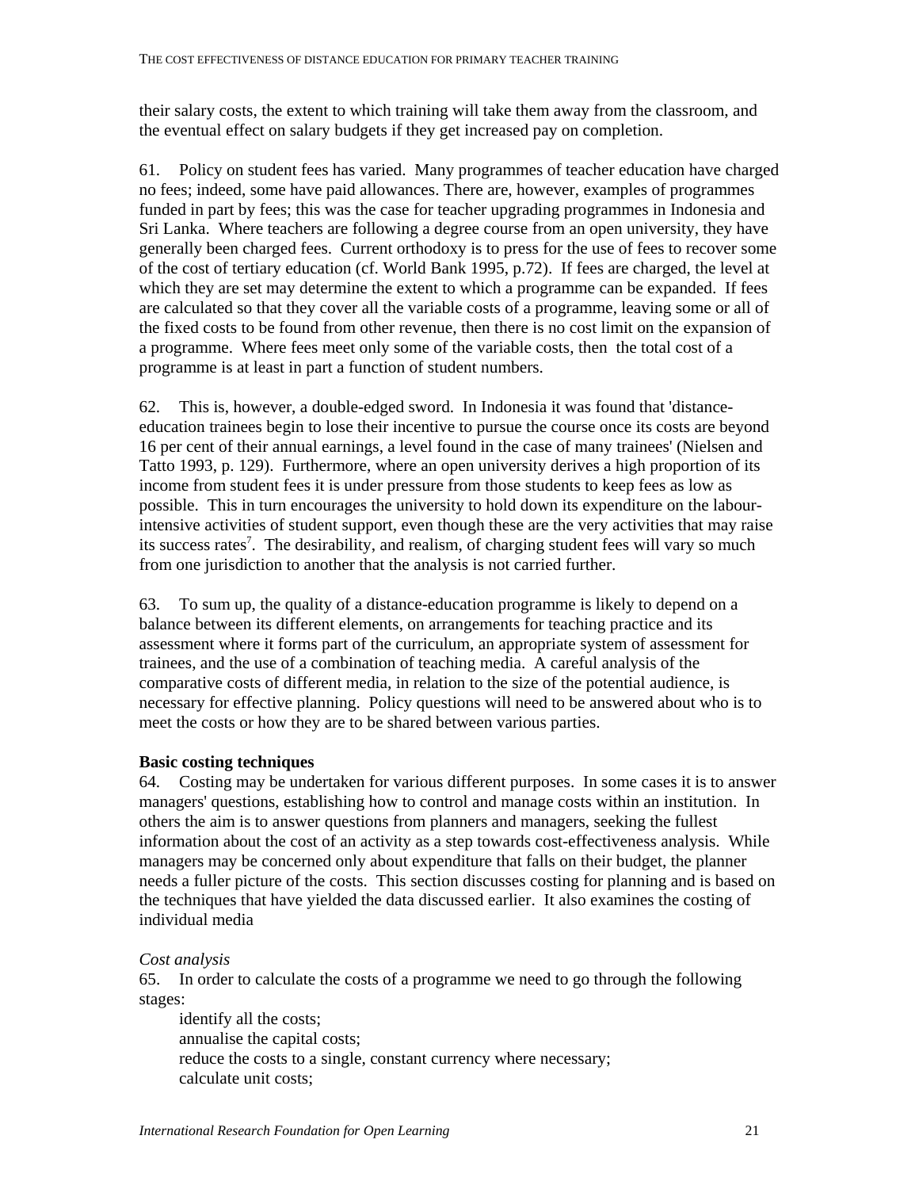their salary costs, the extent to which training will take them away from the classroom, and the eventual effect on salary budgets if they get increased pay on completion.

61. Policy on student fees has varied. Many programmes of teacher education have charged no fees; indeed, some have paid allowances. There are, however, examples of programmes funded in part by fees; this was the case for teacher upgrading programmes in Indonesia and Sri Lanka. Where teachers are following a degree course from an open university, they have generally been charged fees. Current orthodoxy is to press for the use of fees to recover some of the cost of tertiary education (cf. World Bank 1995, p.72). If fees are charged, the level at which they are set may determine the extent to which a programme can be expanded. If fees are calculated so that they cover all the variable costs of a programme, leaving some or all of the fixed costs to be found from other revenue, then there is no cost limit on the expansion of a programme. Where fees meet only some of the variable costs, then the total cost of a programme is at least in part a function of student numbers.

62. This is, however, a double-edged sword. In Indonesia it was found that 'distance-education trainees begin to lose their incentive to pursue the course once its costs are beyond 16 per cent of their annual earnings, a level found in the case of many trainees' (Nielsen and Tatto 1993, p. 129). Furthermore, where an open university derives a high proportion of its income from student fees it is under pressure from those students to keep fees as low as possible. This in turn encourages the university to hold down its expenditure on the labour-intensive activities of student support, even though these are the very activities that may raise its success rates[7]. The desirability, and realism, of charging student fees will vary so much from one jurisdiction to another that the analysis is not carried further.

63. To sum up, the quality of a distance-education programme is likely to depend on a balance between its different elements, on arrangements for teaching practice and its assessment where it forms part of the curriculum, an appropriate system of assessment for trainees, and the use of a combination of teaching media. A careful analysis of the comparative costs of different media, in relation to the size of the potential audience, is necessary for effective planning. Policy questions will need to be answered about who is to meet the costs or how they are to be shared between various parties.

**Basic costing techniques**

64. Costing may be undertaken for various different purposes. In some cases it is to answer managers' questions, establishing how to control and manage costs within an institution. In others the aim is to answer questions from planners and managers, seeking the fullest information about the cost of an activity as a step towards cost-effectiveness analysis. While managers may be concerned only about expenditure that falls on their budget, the planner needs a fuller picture of the costs. This section discusses costing for planning and is based on the techniques that have yielded the data discussed earlier. It also examines the costing of individual media

*Cost analysis*

65. In order to calculate the costs of a programme we need to go through the following stages:

identify all the costs;
annualise the capital costs;
reduce the costs to a single, constant currency where necessary;
calculate unit costs;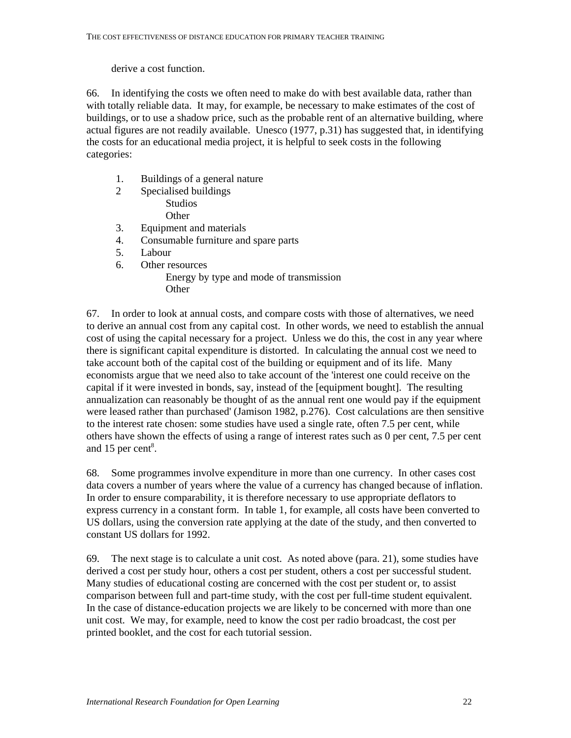derive a cost function.

66. In identifying the costs we often need to make do with best available data, rather than with totally reliable data. It may, for example, be necessary to make estimates of the cost of buildings, or to use a shadow price, such as the probable rent of an alternative building, where actual figures are not readily available. Unesco (1977, p.31) has suggested that, in identifying the costs for an educational media project, it is helpful to seek costs in the following categories:

1. Buildings of a general nature
2. Specialised buildings
   - Studios
   - Other
3. Equipment and materials
4. Consumable furniture and spare parts
5. Labour
6. Other resources
   - Energy by type and mode of transmission
   - Other

67. In order to look at annual costs, and compare costs with those of alternatives, we need to derive an annual cost from any capital cost. In other words, we need to establish the annual cost of using the capital necessary for a project. Unless we do this, the cost in any year where there is significant capital expenditure is distorted. In calculating the annual cost we need to take account both of the capital cost of the building or equipment and of its life. Many economists argue that we need also to take account of the 'interest one could receive on the capital if it were invested in bonds, say, instead of the [equipment bought]. The resulting annualization can reasonably be thought of as the annual rent one would pay if the equipment were leased rather than purchased' (Jamison 1982, p.276). Cost calculations are then sensitive to the interest rate chosen: some studies have used a single rate, often 7.5 per cent, while others have shown the effects of using a range of interest rates such as 0 per cent, 7.5 per cent and 15 per cent[8].

68. Some programmes involve expenditure in more than one currency. In other cases cost data covers a number of years where the value of a currency has changed because of inflation. In order to ensure comparability, it is therefore necessary to use appropriate deflators to express currency in a constant form. In table 1, for example, all costs have been converted to US dollars, using the conversion rate applying at the date of the study, and then converted to constant US dollars for 1992.

69. The next stage is to calculate a unit cost. As noted above (para. 21), some studies have derived a cost per study hour, others a cost per student, others a cost per successful student. Many studies of educational costing are concerned with the cost per student or, to assist comparison between full and part-time study, with the cost per full-time student equivalent. In the case of distance-education projects we are likely to be concerned with more than one unit cost. We may, for example, need to know the cost per radio broadcast, the cost per printed booklet, and the cost for each tutorial session.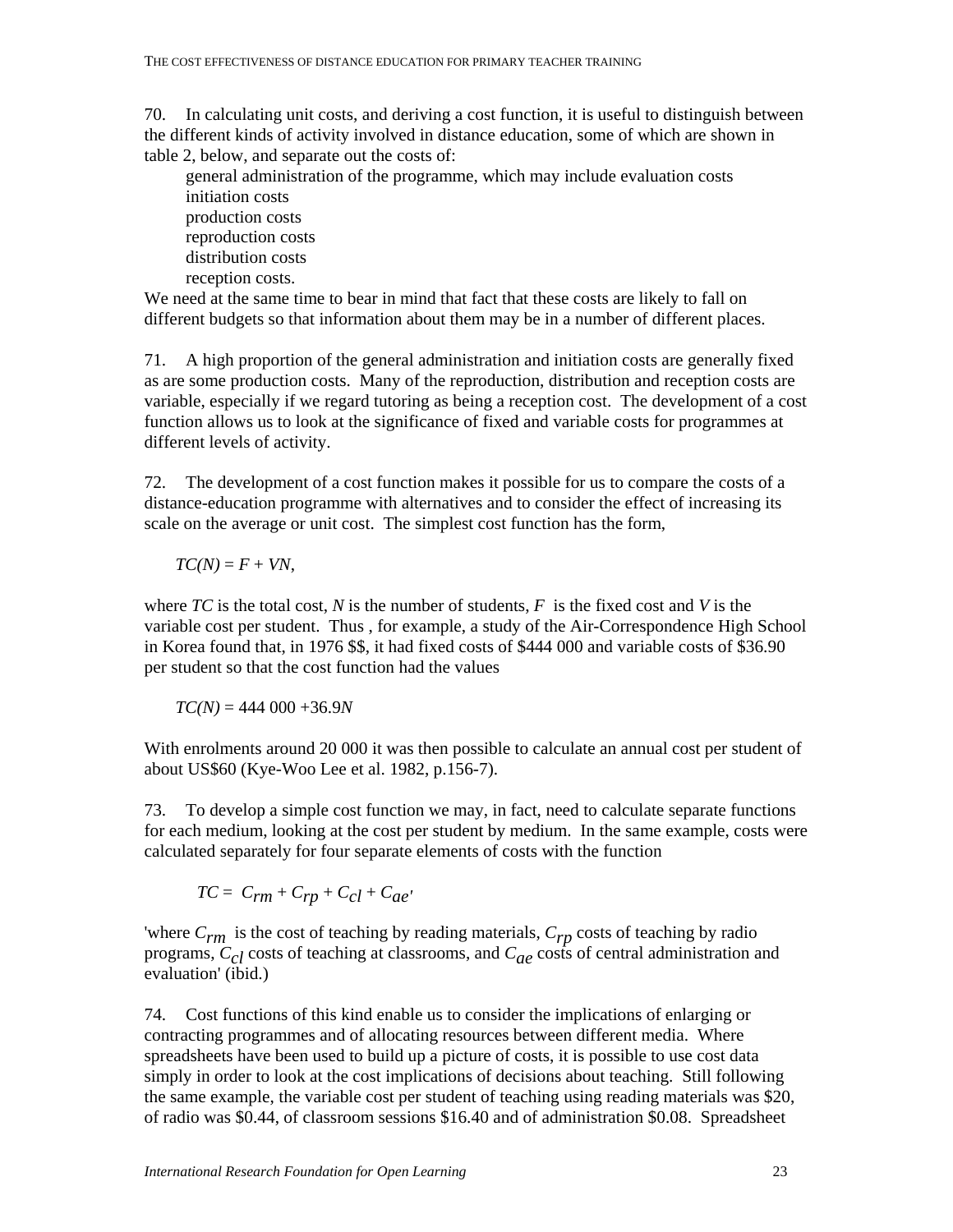70. In calculating unit costs, and deriving a cost function, it is useful to distinguish between the different kinds of activity involved in distance education, some of which are shown in table 2, below, and separate out the costs of:

- general administration of the programme, which may include evaluation costs
- initiation costs
- production costs
- reproduction costs
- distribution costs
- reception costs.

We need at the same time to bear in mind that fact that these costs are likely to fall on different budgets so that information about them may be in a number of different places.

71. A high proportion of the general administration and initiation costs are generally fixed as are some production costs. Many of the reproduction, distribution and reception costs are variable, especially if we regard tutoring as being a reception cost. The development of a cost function allows us to look at the significance of fixed and variable costs for programmes at different levels of activity.

72. The development of a cost function makes it possible for us to compare the costs of a distance-education programme with alternatives and to consider the effect of increasing its scale on the average or unit cost. The simplest cost function has the form,

$$TC(N) = F + VN,$$

where $TC$ is the total cost, $N$ is the number of students, $F$ is the fixed cost and $V$ is the variable cost per student. Thus , for example, a study of the Air-Correspondence High School in Korea found that, in 1976 $$, it had fixed costs of $444 000 and variable costs of $36.90 per student so that the cost function had the values

$$TC(N) = 444\,000 + 36.9N$$

With enrolments around 20 000 it was then possible to calculate an annual cost per student of about US$60 (Kye-Woo Lee et al. 1982, p.156-7).

73. To develop a simple cost function we may, in fact, need to calculate separate functions for each medium, looking at the cost per student by medium. In the same example, costs were calculated separately for four separate elements of costs with the function

$$TC = C_{rm} + C_{rp} + C_{cl} + C_{ae}'$$

'where $C_{rm}$ is the cost of teaching by reading materials, $C_{rp}$ costs of teaching by radio programs, $C_{cl}$ costs of teaching at classrooms, and $C_{ae}$ costs of central administration and evaluation' (ibid.)

74. Cost functions of this kind enable us to consider the implications of enlarging or contracting programmes and of allocating resources between different media. Where spreadsheets have been used to build up a picture of costs, it is possible to use cost data simply in order to look at the cost implications of decisions about teaching. Still following the same example, the variable cost per student of teaching using reading materials was $20, of radio was $0.44, of classroom sessions $16.40 and of administration $0.08. Spreadsheet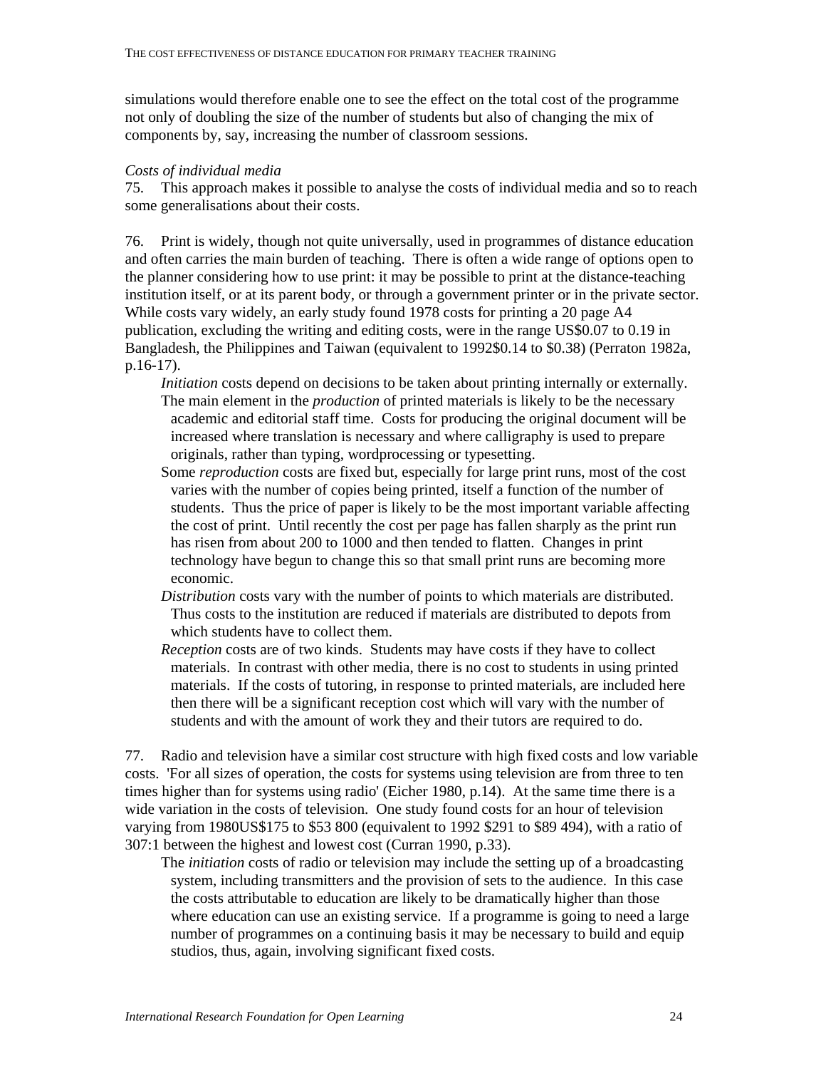simulations would therefore enable one to see the effect on the total cost of the programme not only of doubling the size of the number of students but also of changing the mix of components by, say, increasing the number of classroom sessions.

*Costs of individual media*

75. This approach makes it possible to analyse the costs of individual media and so to reach some generalisations about their costs.

76. Print is widely, though not quite universally, used in programmes of distance education and often carries the main burden of teaching. There is often a wide range of options open to the planner considering how to use print: it may be possible to print at the distance-teaching institution itself, or at its parent body, or through a government printer or in the private sector. While costs vary widely, an early study found 1978 costs for printing a 20 page A4 publication, excluding the writing and editing costs, were in the range US$0.07 to 0.19 in Bangladesh, the Philippines and Taiwan (equivalent to 1992$0.14 to $0.38) (Perraton 1982a, p.16-17).

- *Initiation* costs depend on decisions to be taken about printing internally or externally.
- The main element in the *production* of printed materials is likely to be the necessary academic and editorial staff time. Costs for producing the original document will be increased where translation is necessary and where calligraphy is used to prepare originals, rather than typing, wordprocessing or typesetting.
- Some *reproduction* costs are fixed but, especially for large print runs, most of the cost varies with the number of copies being printed, itself a function of the number of students. Thus the price of paper is likely to be the most important variable affecting the cost of print. Until recently the cost per page has fallen sharply as the print run has risen from about 200 to 1000 and then tended to flatten. Changes in print technology have begun to change this so that small print runs are becoming more economic.
- *Distribution* costs vary with the number of points to which materials are distributed. Thus costs to the institution are reduced if materials are distributed to depots from which students have to collect them.
- *Reception* costs are of two kinds. Students may have costs if they have to collect materials. In contrast with other media, there is no cost to students in using printed materials. If the costs of tutoring, in response to printed materials, are included here then there will be a significant reception cost which will vary with the number of students and with the amount of work they and their tutors are required to do.

77. Radio and television have a similar cost structure with high fixed costs and low variable costs. 'For all sizes of operation, the costs for systems using television are from three to ten times higher than for systems using radio' (Eicher 1980, p.14). At the same time there is a wide variation in the costs of television. One study found costs for an hour of television varying from 1980US$175 to $53 800 (equivalent to 1992 $291 to $89 494), with a ratio of 307:1 between the highest and lowest cost (Curran 1990, p.33).

- The *initiation* costs of radio or television may include the setting up of a broadcasting system, including transmitters and the provision of sets to the audience. In this case the costs attributable to education are likely to be dramatically higher than those where education can use an existing service. If a programme is going to need a large number of programmes on a continuing basis it may be necessary to build and equip studios, thus, again, involving significant fixed costs.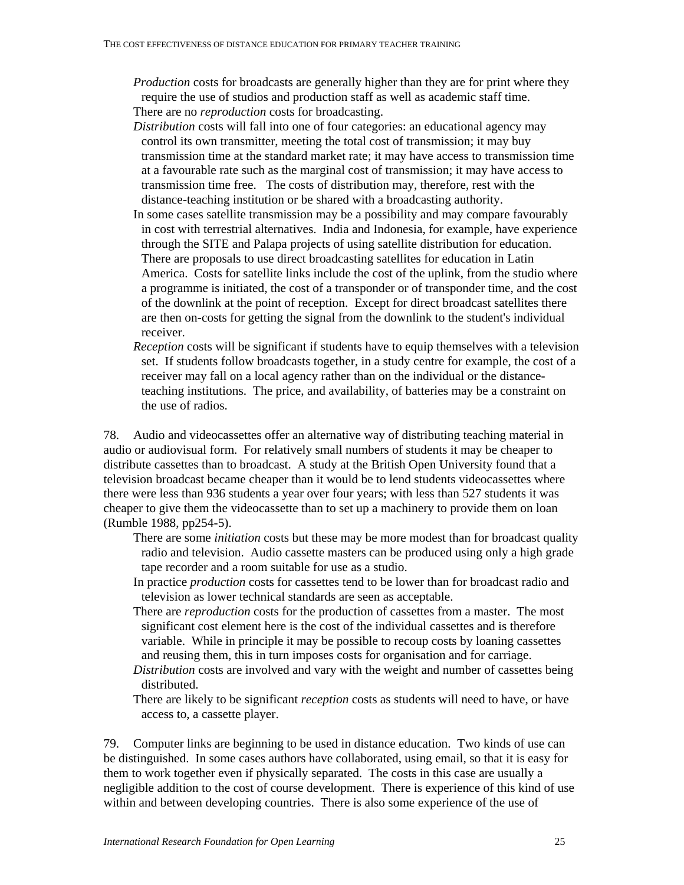*Production* costs for broadcasts are generally higher than they are for print where they require the use of studios and production staff as well as academic staff time.

There are no *reproduction* costs for broadcasting.

*Distribution* costs will fall into one of four categories: an educational agency may control its own transmitter, meeting the total cost of transmission; it may buy transmission time at the standard market rate; it may have access to transmission time at a favourable rate such as the marginal cost of transmission; it may have access to transmission time free. The costs of distribution may, therefore, rest with the distance-teaching institution or be shared with a broadcasting authority.

In some cases satellite transmission may be a possibility and may compare favourably in cost with terrestrial alternatives. India and Indonesia, for example, have experience through the SITE and Palapa projects of using satellite distribution for education. There are proposals to use direct broadcasting satellites for education in Latin America. Costs for satellite links include the cost of the uplink, from the studio where a programme is initiated, the cost of a transponder or of transponder time, and the cost of the downlink at the point of reception. Except for direct broadcast satellites there are then on-costs for getting the signal from the downlink to the student's individual receiver.

*Reception* costs will be significant if students have to equip themselves with a television set. If students follow broadcasts together, in a study centre for example, the cost of a receiver may fall on a local agency rather than on the individual or the distance-teaching institutions. The price, and availability, of batteries may be a constraint on the use of radios.

78. Audio and videocassettes offer an alternative way of distributing teaching material in audio or audiovisual form. For relatively small numbers of students it may be cheaper to distribute cassettes than to broadcast. A study at the British Open University found that a television broadcast became cheaper than it would be to lend students videocassettes where there were less than 936 students a year over four years; with less than 527 students it was cheaper to give them the videocassette than to set up a machinery to provide them on loan (Rumble 1988, pp254-5).

There are some *initiation* costs but these may be more modest than for broadcast quality radio and television. Audio cassette masters can be produced using only a high grade tape recorder and a room suitable for use as a studio.

In practice *production* costs for cassettes tend to be lower than for broadcast radio and television as lower technical standards are seen as acceptable.

There are *reproduction* costs for the production of cassettes from a master. The most significant cost element here is the cost of the individual cassettes and is therefore variable. While in principle it may be possible to recoup costs by loaning cassettes and reusing them, this in turn imposes costs for organisation and for carriage.

*Distribution* costs are involved and vary with the weight and number of cassettes being distributed.

There are likely to be significant *reception* costs as students will need to have, or have access to, a cassette player.

79. Computer links are beginning to be used in distance education. Two kinds of use can be distinguished. In some cases authors have collaborated, using email, so that it is easy for them to work together even if physically separated. The costs in this case are usually a negligible addition to the cost of course development. There is experience of this kind of use within and between developing countries. There is also some experience of the use of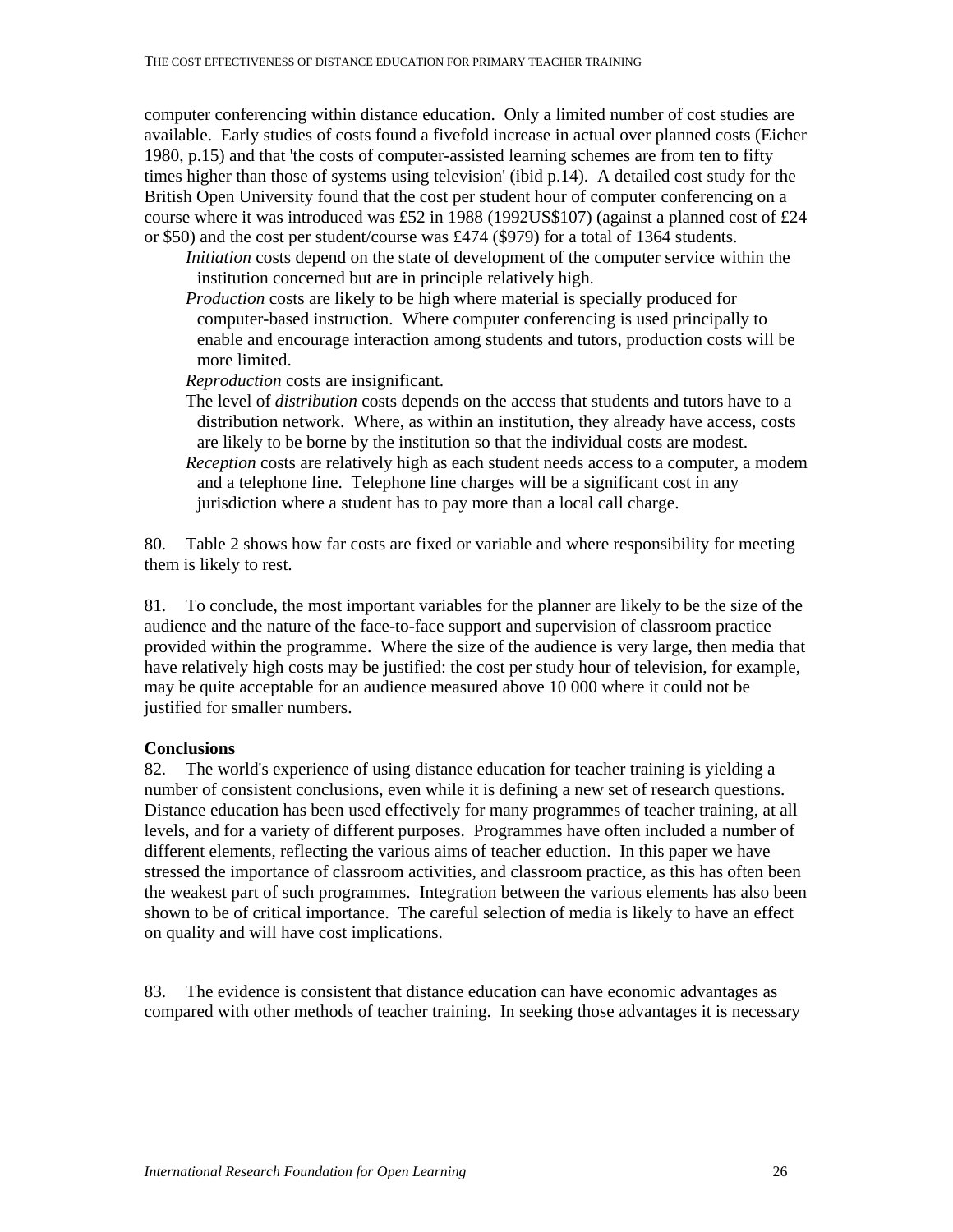computer conferencing within distance education. Only a limited number of cost studies are available. Early studies of costs found a fivefold increase in actual over planned costs (Eicher 1980, p.15) and that 'the costs of computer-assisted learning schemes are from ten to fifty times higher than those of systems using television' (ibid p.14). A detailed cost study for the British Open University found that the cost per student hour of computer conferencing on a course where it was introduced was £52 in 1988 (1992US$107) (against a planned cost of £24 or $50) and the cost per student/course was £474 ($979) for a total of 1364 students.

*Initiation* costs depend on the state of development of the computer service within the institution concerned but are in principle relatively high.

*Production* costs are likely to be high where material is specially produced for computer-based instruction. Where computer conferencing is used principally to enable and encourage interaction among students and tutors, production costs will be more limited.

*Reproduction* costs are insignificant.

The level of *distribution* costs depends on the access that students and tutors have to a distribution network. Where, as within an institution, they already have access, costs are likely to be borne by the institution so that the individual costs are modest.

*Reception* costs are relatively high as each student needs access to a computer, a modem and a telephone line. Telephone line charges will be a significant cost in any jurisdiction where a student has to pay more than a local call charge.

80. Table 2 shows how far costs are fixed or variable and where responsibility for meeting them is likely to rest.

81. To conclude, the most important variables for the planner are likely to be the size of the audience and the nature of the face-to-face support and supervision of classroom practice provided within the programme. Where the size of the audience is very large, then media that have relatively high costs may be justified: the cost per study hour of television, for example, may be quite acceptable for an audience measured above 10 000 where it could not be justified for smaller numbers.

**Conclusions**

82. The world's experience of using distance education for teacher training is yielding a number of consistent conclusions, even while it is defining a new set of research questions. Distance education has been used effectively for many programmes of teacher training, at all levels, and for a variety of different purposes. Programmes have often included a number of different elements, reflecting the various aims of teacher eduction. In this paper we have stressed the importance of classroom activities, and classroom practice, as this has often been the weakest part of such programmes. Integration between the various elements has also been shown to be of critical importance. The careful selection of media is likely to have an effect on quality and will have cost implications.

83. The evidence is consistent that distance education can have economic advantages as compared with other methods of teacher training. In seeking those advantages it is necessary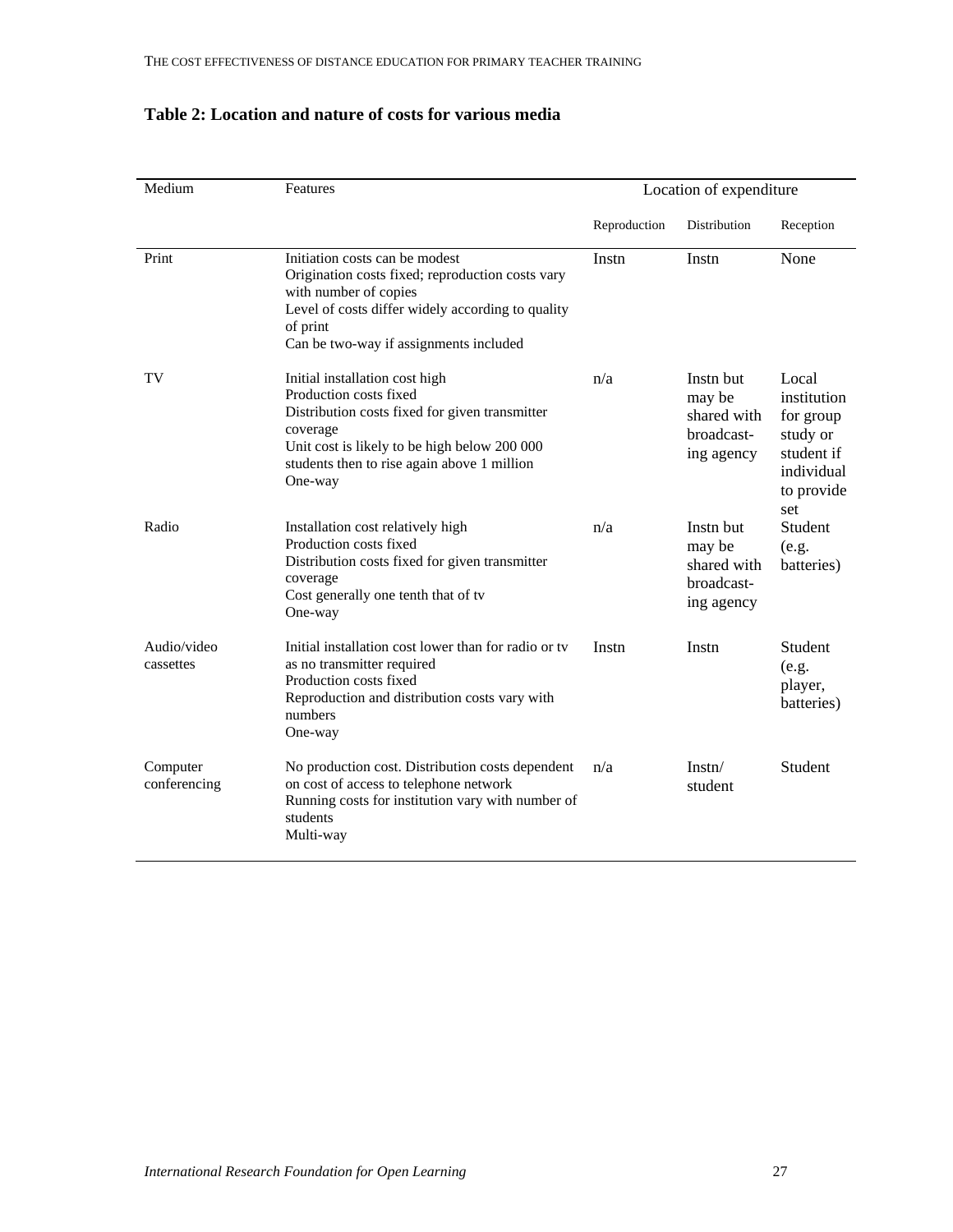### Table 2: Location and nature of costs for various media

| Medium | Features | Location of expenditure | | |
|---|---|---|---|---|
| | | Reproduction | Distribution | Reception |
| Print | Initiation costs can be modest<br>Origination costs fixed; reproduction costs vary with number of copies<br>Level of costs differ widely according to quality of print<br>Can be two-way if assignments included | Instn | Instn | None |
| TV | Initial installation cost high<br>Production costs fixed<br>Distribution costs fixed for given transmitter coverage<br>Unit cost is likely to be high below 200 000 students then to rise again above 1 million<br>One-way | n/a | Instn but may be shared with broadcast-ing agency | Local institution for group study or student if individual to provide set |
| Radio | Installation cost relatively high<br>Production costs fixed<br>Distribution costs fixed for given transmitter coverage<br>Cost generally one tenth that of tv<br>One-way | n/a | Instn but may be shared with broadcast-ing agency | Student (e.g. batteries) |
| Audio/video cassettes | Initial installation cost lower than for radio or tv as no transmitter required<br>Production costs fixed<br>Reproduction and distribution costs vary with numbers<br>One-way | Instn | Instn | Student (e.g. player, batteries) |
| Computer conferencing | No production cost. Distribution costs dependent on cost of access to telephone network<br>Running costs for institution vary with number of students<br>Multi-way | n/a | Instn/ student | Student |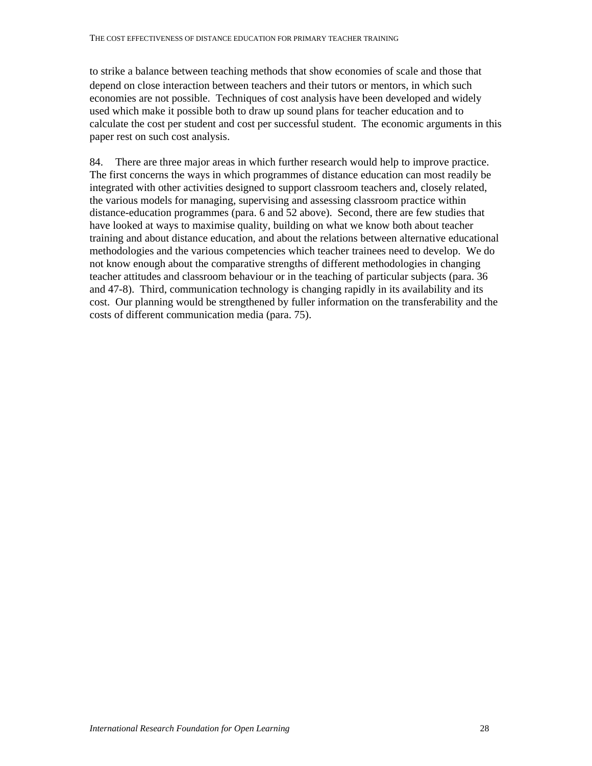to strike a balance between teaching methods that show economies of scale and those that depend on close interaction between teachers and their tutors or mentors, in which such economies are not possible. Techniques of cost analysis have been developed and widely used which make it possible both to draw up sound plans for teacher education and to calculate the cost per student and cost per successful student. The economic arguments in this paper rest on such cost analysis.

84. There are three major areas in which further research would help to improve practice. The first concerns the ways in which programmes of distance education can most readily be integrated with other activities designed to support classroom teachers and, closely related, the various models for managing, supervising and assessing classroom practice within distance-education programmes (para. 6 and 52 above). Second, there are few studies that have looked at ways to maximise quality, building on what we know both about teacher training and about distance education, and about the relations between alternative educational methodologies and the various competencies which teacher trainees need to develop. We do not know enough about the comparative strengths of different methodologies in changing teacher attitudes and classroom behaviour or in the teaching of particular subjects (para. 36 and 47-8). Third, communication technology is changing rapidly in its availability and its cost. Our planning would be strengthened by fuller information on the transferability and the costs of different communication media (para. 75).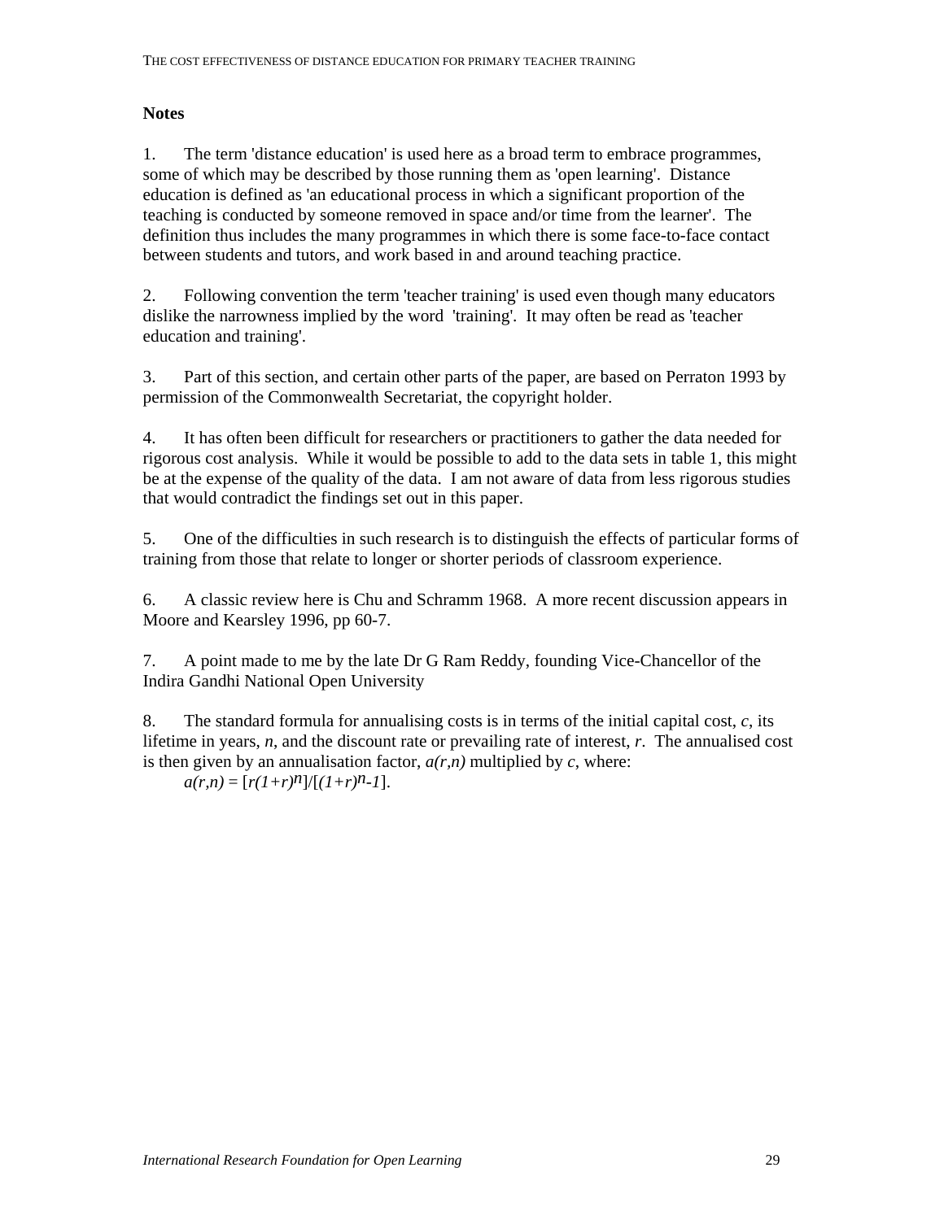## Notes

1. The term 'distance education' is used here as a broad term to embrace programmes, some of which may be described by those running them as 'open learning'. Distance education is defined as 'an educational process in which a significant proportion of the teaching is conducted by someone removed in space and/or time from the learner'. The definition thus includes the many programmes in which there is some face-to-face contact between students and tutors, and work based in and around teaching practice.

2. Following convention the term 'teacher training' is used even though many educators dislike the narrowness implied by the word 'training'. It may often be read as 'teacher education and training'.

3. Part of this section, and certain other parts of the paper, are based on Perraton 1993 by permission of the Commonwealth Secretariat, the copyright holder.

4. It has often been difficult for researchers or practitioners to gather the data needed for rigorous cost analysis. While it would be possible to add to the data sets in table 1, this might be at the expense of the quality of the data. I am not aware of data from less rigorous studies that would contradict the findings set out in this paper.

5. One of the difficulties in such research is to distinguish the effects of particular forms of training from those that relate to longer or shorter periods of classroom experience.

6. A classic review here is Chu and Schramm 1968. A more recent discussion appears in Moore and Kearsley 1996, pp 60-7.

7. A point made to me by the late Dr G Ram Reddy, founding Vice-Chancellor of the Indira Gandhi National Open University

8. The standard formula for annualising costs is in terms of the initial capital cost, $c$, its lifetime in years, $n$, and the discount rate or prevailing rate of interest, $r$. The annualised cost is then given by an annualisation factor, $a(r,n)$ multiplied by $c$, where:

$$a(r,n) = [r(1+r)^n]/[(1+r)^n-1].$$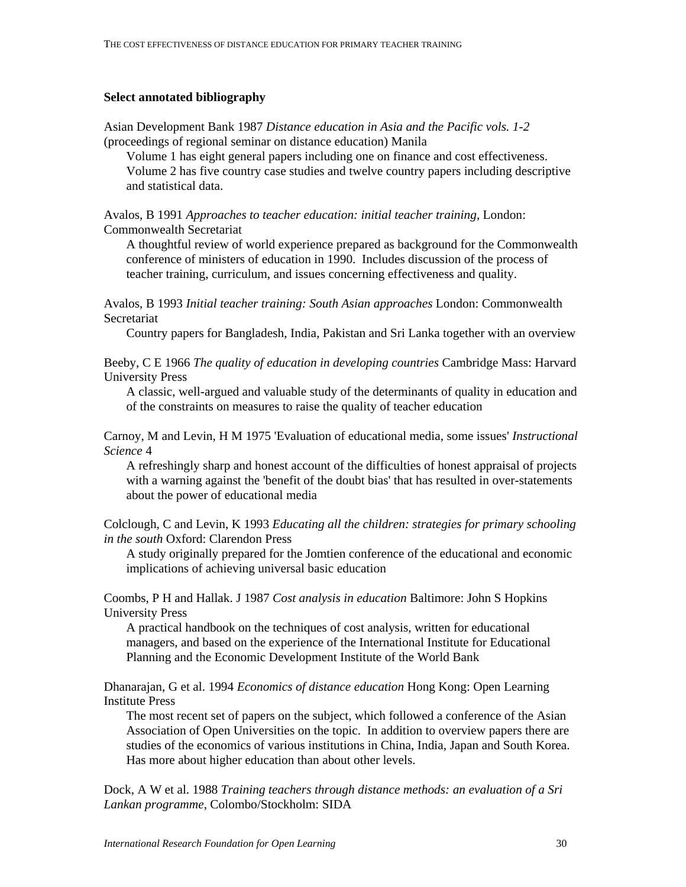### Select annotated bibliography

Asian Development Bank 1987 *Distance education in Asia and the Pacific vols. 1-2* (proceedings of regional seminar on distance education) Manila

> Volume 1 has eight general papers including one on finance and cost effectiveness. Volume 2 has five country case studies and twelve country papers including descriptive and statistical data.

Avalos, B 1991 *Approaches to teacher education: initial teacher training*, London: Commonwealth Secretariat

> A thoughtful review of world experience prepared as background for the Commonwealth conference of ministers of education in 1990. Includes discussion of the process of teacher training, curriculum, and issues concerning effectiveness and quality.

Avalos, B 1993 *Initial teacher training: South Asian approaches* London: Commonwealth Secretariat

> Country papers for Bangladesh, India, Pakistan and Sri Lanka together with an overview

Beeby, C E 1966 *The quality of education in developing countries* Cambridge Mass: Harvard University Press

> A classic, well-argued and valuable study of the determinants of quality in education and of the constraints on measures to raise the quality of teacher education

Carnoy, M and Levin, H M 1975 'Evaluation of educational media, some issues' *Instructional Science* 4

> A refreshingly sharp and honest account of the difficulties of honest appraisal of projects with a warning against the 'benefit of the doubt bias' that has resulted in over-statements about the power of educational media

Colclough, C and Levin, K 1993 *Educating all the children: strategies for primary schooling in the south* Oxford: Clarendon Press

> A study originally prepared for the Jomtien conference of the educational and economic implications of achieving universal basic education

Coombs, P H and Hallak. J 1987 *Cost analysis in education* Baltimore: John S Hopkins University Press

> A practical handbook on the techniques of cost analysis, written for educational managers, and based on the experience of the International Institute for Educational Planning and the Economic Development Institute of the World Bank

Dhanarajan, G et al. 1994 *Economics of distance education* Hong Kong: Open Learning Institute Press

> The most recent set of papers on the subject, which followed a conference of the Asian Association of Open Universities on the topic. In addition to overview papers there are studies of the economics of various institutions in China, India, Japan and South Korea. Has more about higher education than about other levels.

Dock, A W et al. 1988 *Training teachers through distance methods: an evaluation of a Sri Lankan programme*, Colombo/Stockholm: SIDA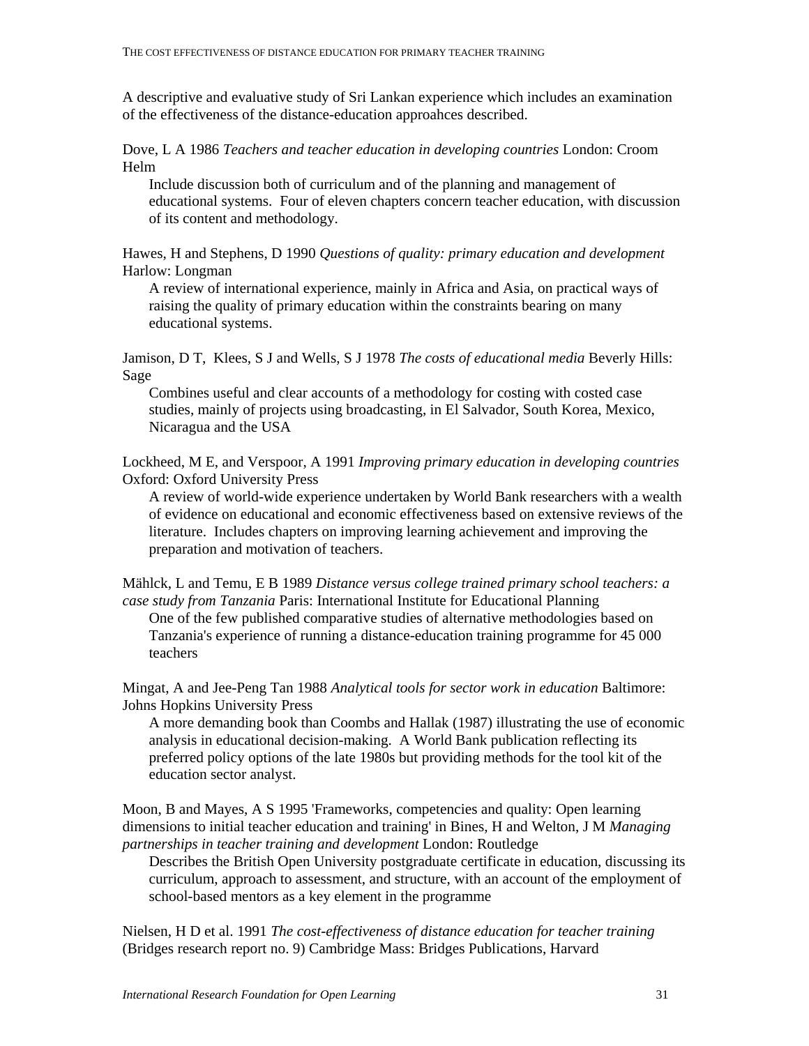A descriptive and evaluative study of Sri Lankan experience which includes an examination of the effectiveness of the distance-education approahces described.

Dove, L A 1986 *Teachers and teacher education in developing countries* London: Croom Helm

> Include discussion both of curriculum and of the planning and management of educational systems. Four of eleven chapters concern teacher education, with discussion of its content and methodology.

Hawes, H and Stephens, D 1990 *Questions of quality: primary education and development* Harlow: Longman

> A review of international experience, mainly in Africa and Asia, on practical ways of raising the quality of primary education within the constraints bearing on many educational systems.

Jamison, D T, Klees, S J and Wells, S J 1978 *The costs of educational media* Beverly Hills: Sage

> Combines useful and clear accounts of a methodology for costing with costed case studies, mainly of projects using broadcasting, in El Salvador, South Korea, Mexico, Nicaragua and the USA

Lockheed, M E, and Verspoor, A 1991 *Improving primary education in developing countries* Oxford: Oxford University Press

> A review of world-wide experience undertaken by World Bank researchers with a wealth of evidence on educational and economic effectiveness based on extensive reviews of the literature. Includes chapters on improving learning achievement and improving the preparation and motivation of teachers.

Mählck, L and Temu, E B 1989 *Distance versus college trained primary school teachers: a case study from Tanzania* Paris: International Institute for Educational Planning

> One of the few published comparative studies of alternative methodologies based on Tanzania's experience of running a distance-education training programme for 45 000 teachers

Mingat, A and Jee-Peng Tan 1988 *Analytical tools for sector work in education* Baltimore: Johns Hopkins University Press

> A more demanding book than Coombs and Hallak (1987) illustrating the use of economic analysis in educational decision-making. A World Bank publication reflecting its preferred policy options of the late 1980s but providing methods for the tool kit of the education sector analyst.

Moon, B and Mayes, A S 1995 'Frameworks, competencies and quality: Open learning dimensions to initial teacher education and training' in Bines, H and Welton, J M *Managing partnerships in teacher training and development* London: Routledge

> Describes the British Open University postgraduate certificate in education, discussing its curriculum, approach to assessment, and structure, with an account of the employment of school-based mentors as a key element in the programme

Nielsen, H D et al. 1991 *The cost-effectiveness of distance education for teacher training* (Bridges research report no. 9) Cambridge Mass: Bridges Publications, Harvard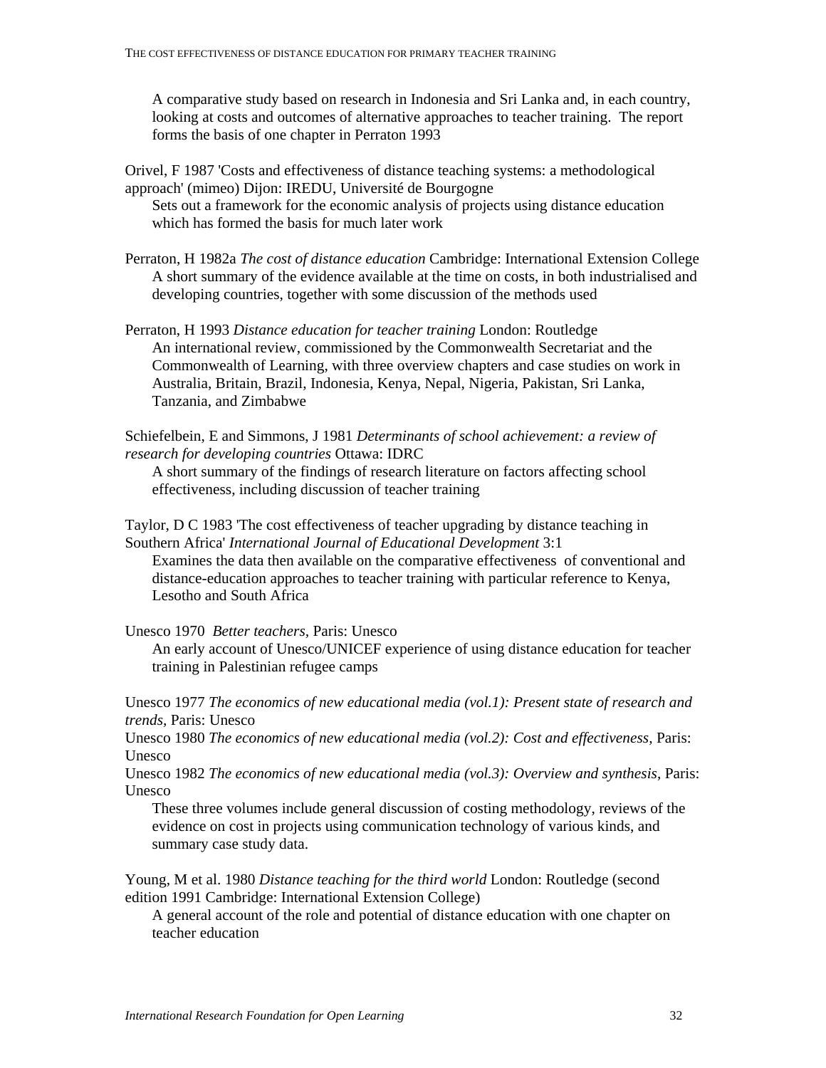A comparative study based on research in Indonesia and Sri Lanka and, in each country, looking at costs and outcomes of alternative approaches to teacher training. The report forms the basis of one chapter in Perraton 1993

Orivel, F 1987 'Costs and effectiveness of distance teaching systems: a methodological approach' (mimeo) Dijon: IREDU, Université de Bourgogne

Sets out a framework for the economic analysis of projects using distance education which has formed the basis for much later work

Perraton, H 1982a *The cost of distance education* Cambridge: International Extension College

A short summary of the evidence available at the time on costs, in both industrialised and developing countries, together with some discussion of the methods used

Perraton, H 1993 *Distance education for teacher training* London: Routledge

An international review, commissioned by the Commonwealth Secretariat and the Commonwealth of Learning, with three overview chapters and case studies on work in Australia, Britain, Brazil, Indonesia, Kenya, Nepal, Nigeria, Pakistan, Sri Lanka, Tanzania, and Zimbabwe

Schiefelbein, E and Simmons, J 1981 *Determinants of school achievement: a review of research for developing countries* Ottawa: IDRC

A short summary of the findings of research literature on factors affecting school effectiveness, including discussion of teacher training

Taylor, D C 1983 'The cost effectiveness of teacher upgrading by distance teaching in Southern Africa' *International Journal of Educational Development* 3:1

Examines the data then available on the comparative effectiveness of conventional and distance-education approaches to teacher training with particular reference to Kenya, Lesotho and South Africa

Unesco 1970 *Better teachers*, Paris: Unesco

An early account of Unesco/UNICEF experience of using distance education for teacher training in Palestinian refugee camps

Unesco 1977 *The economics of new educational media (vol.1): Present state of research and trends*, Paris: Unesco

Unesco 1980 *The economics of new educational media (vol.2): Cost and effectiveness*, Paris: Unesco

Unesco 1982 *The economics of new educational media (vol.3): Overview and synthesis*, Paris: Unesco

These three volumes include general discussion of costing methodology, reviews of the evidence on cost in projects using communication technology of various kinds, and summary case study data.

Young, M et al. 1980 *Distance teaching for the third world* London: Routledge (second edition 1991 Cambridge: International Extension College)

A general account of the role and potential of distance education with one chapter on teacher education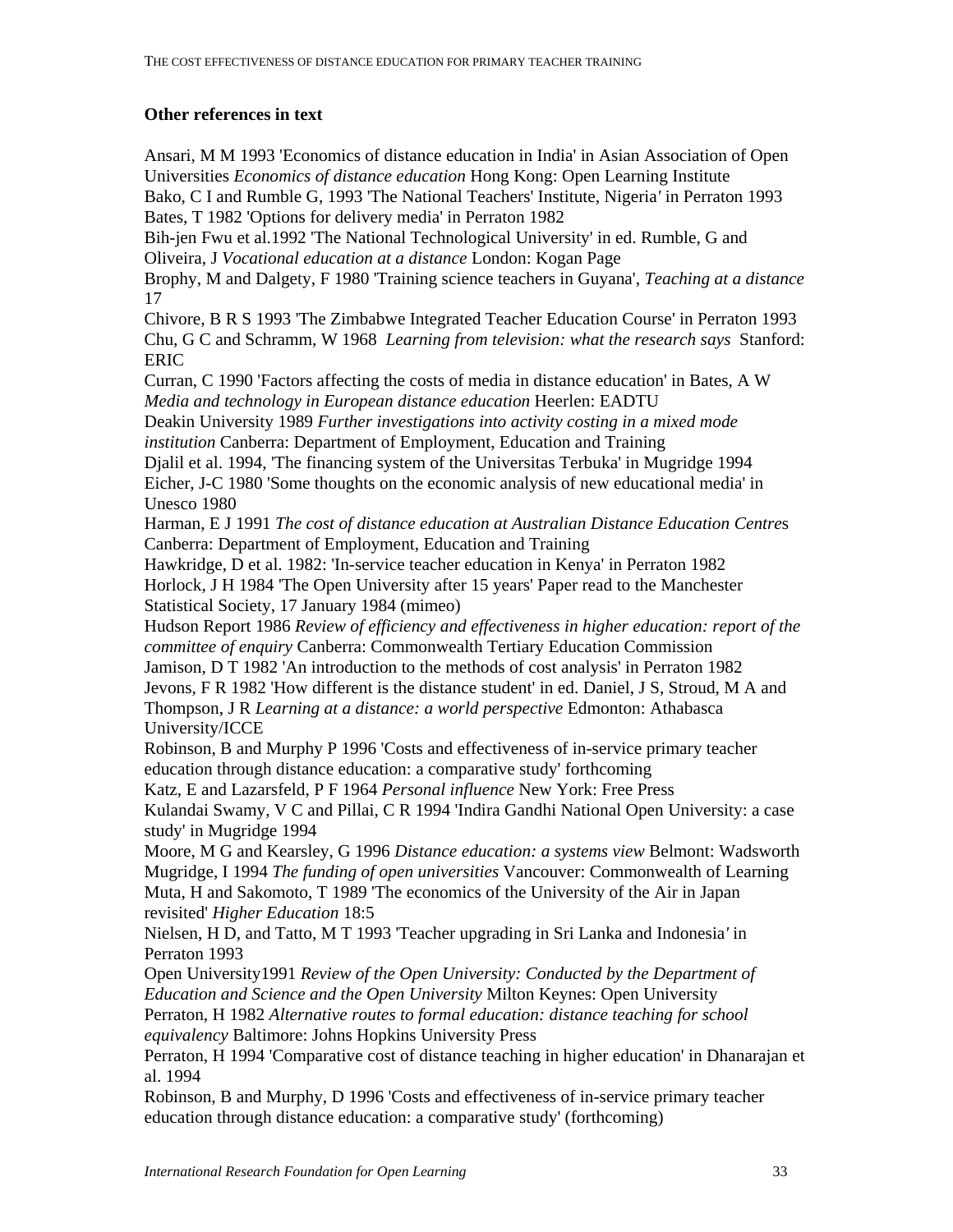**Other references in text**

Ansari, M M 1993 'Economics of distance education in India' in Asian Association of Open Universities *Economics of distance education* Hong Kong: Open Learning Institute

Bako, C I and Rumble G, 1993 'The National Teachers' Institute, Nigeria*'* in Perraton 1993

Bates, T 1982 'Options for delivery media' in Perraton 1982

Bih-jen Fwu et al.1992 'The National Technological University' in ed. Rumble, G and Oliveira, J *Vocational education at a distance* London: Kogan Page

Brophy, M and Dalgety, F 1980 'Training science teachers in Guyana', *Teaching at a distance* 17

Chivore, B R S 1993 'The Zimbabwe Integrated Teacher Education Course' in Perraton 1993

Chu, G C and Schramm, W 1968 *Learning from television: what the research says* Stanford: ERIC

Curran, C 1990 'Factors affecting the costs of media in distance education' in Bates, A W *Media and technology in European distance education* Heerlen: EADTU

Deakin University 1989 *Further investigations into activity costing in a mixed mode institution* Canberra: Department of Employment, Education and Training

Djalil et al. 1994, 'The financing system of the Universitas Terbuka' in Mugridge 1994

Eicher, J-C 1980 'Some thoughts on the economic analysis of new educational media' in Unesco 1980

Harman, E J 1991 *The cost of distance education at Australian Distance Education Centre*s Canberra: Department of Employment, Education and Training

Hawkridge, D et al. 1982: 'In-service teacher education in Kenya' in Perraton 1982

Horlock, J H 1984 'The Open University after 15 years' Paper read to the Manchester Statistical Society, 17 January 1984 (mimeo)

Hudson Report 1986 *Review of efficiency and effectiveness in higher education: report of the committee of enquiry* Canberra: Commonwealth Tertiary Education Commission

Jamison, D T 1982 'An introduction to the methods of cost analysis' in Perraton 1982

Jevons, F R 1982 'How different is the distance student' in ed. Daniel, J S, Stroud, M A and Thompson, J R *Learning at a distance: a world perspective* Edmonton: Athabasca University/ICCE

Robinson, B and Murphy P 1996 'Costs and effectiveness of in-service primary teacher education through distance education: a comparative study' forthcoming

Katz, E and Lazarsfeld, P F 1964 *Personal influence* New York: Free Press

Kulandai Swamy, V C and Pillai, C R 1994 'Indira Gandhi National Open University: a case study' in Mugridge 1994

Moore, M G and Kearsley, G 1996 *Distance education: a systems view* Belmont: Wadsworth

Mugridge, I 1994 *The funding of open universities* Vancouver: Commonwealth of Learning

Muta, H and Sakomoto, T 1989 'The economics of the University of the Air in Japan revisited' *Higher Education* 18:5

Nielsen, H D, and Tatto, M T 1993 'Teacher upgrading in Sri Lanka and Indonesia*'* in Perraton 1993

Open University1991 *Review of the Open University: Conducted by the Department of Education and Science and the Open University* Milton Keynes: Open University

Perraton, H 1982 *Alternative routes to formal education: distance teaching for school equivalency* Baltimore: Johns Hopkins University Press

Perraton, H 1994 'Comparative cost of distance teaching in higher education' in Dhanarajan et al. 1994

Robinson, B and Murphy, D 1996 'Costs and effectiveness of in-service primary teacher education through distance education: a comparative study' (forthcoming)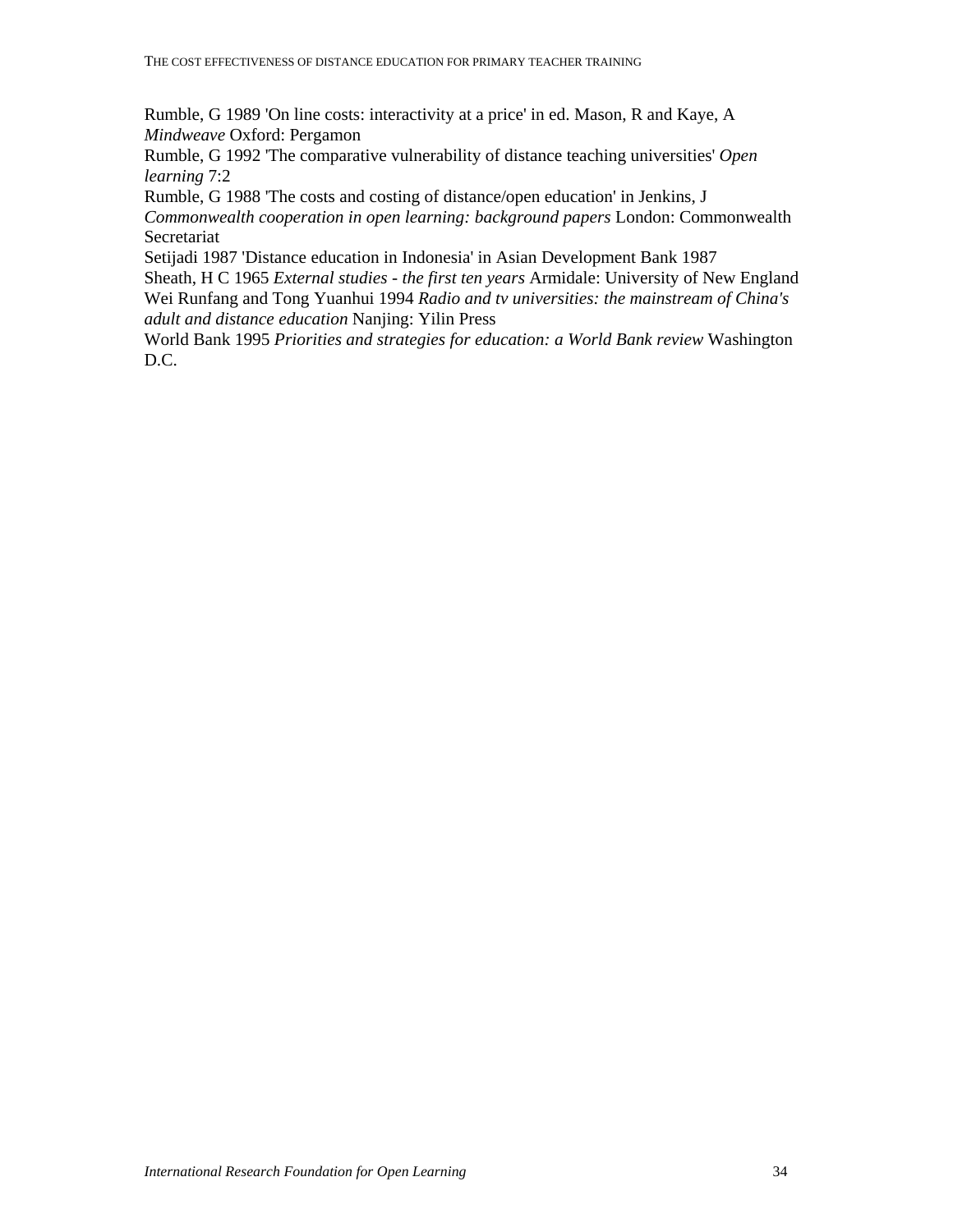Rumble, G 1989 'On line costs: interactivity at a price' in ed. Mason, R and Kaye, A *Mindweave* Oxford: Pergamon

Rumble, G 1992 'The comparative vulnerability of distance teaching universities' *Open learning* 7:2

Rumble, G 1988 'The costs and costing of distance/open education' in Jenkins, J *Commonwealth cooperation in open learning: background papers* London: Commonwealth Secretariat

Setijadi 1987 'Distance education in Indonesia' in Asian Development Bank 1987

Sheath, H C 1965 *External studies - the first ten years* Armidale: University of New England

Wei Runfang and Tong Yuanhui 1994 *Radio and tv universities: the mainstream of China's adult and distance education* Nanjing: Yilin Press

World Bank 1995 *Priorities and strategies for education: a World Bank review* Washington D.C.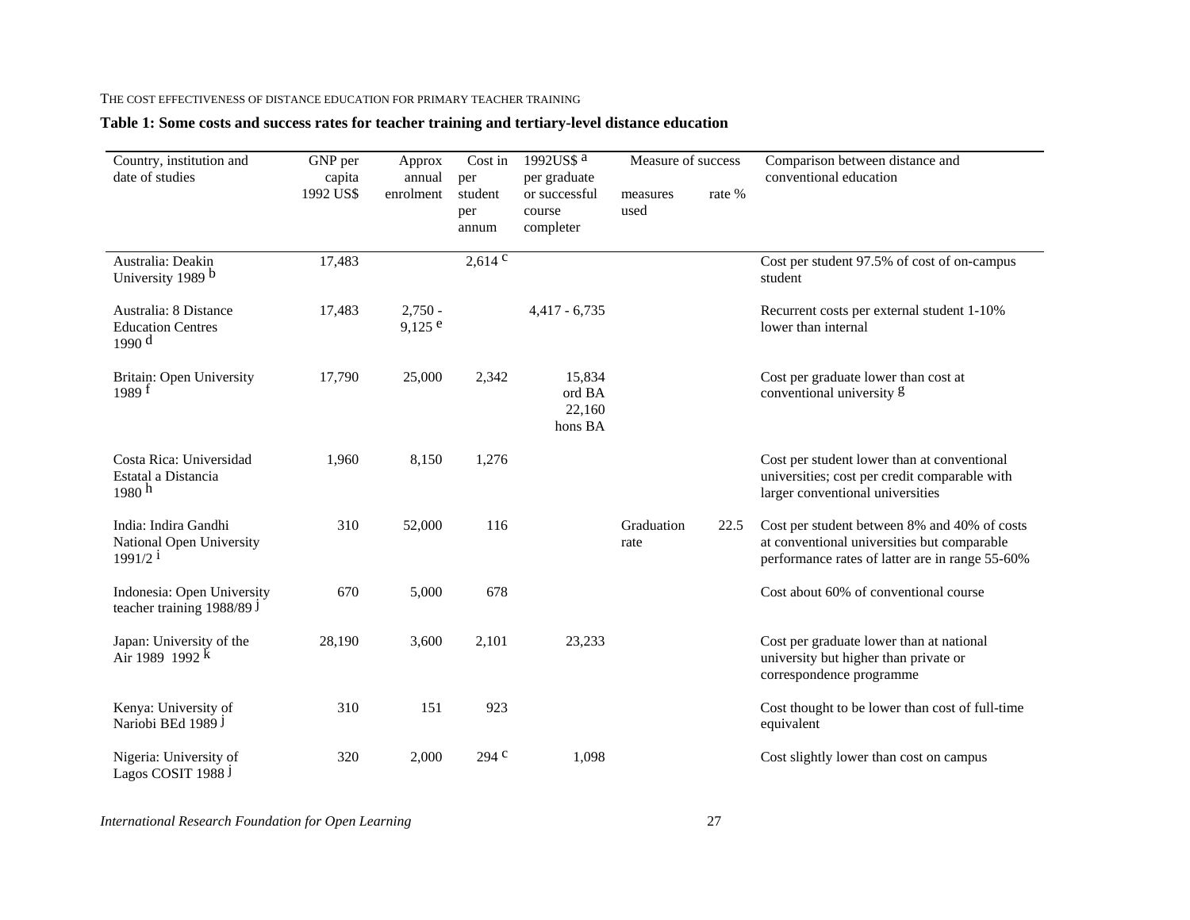**Table 1: Some costs and success rates for teacher training and tertiary-level distance education**

| Country, institution and date of studies | GNP per capita 1992 US$ | Approx annual enrolment | Cost in per student per annum | 1992US$ [a] per graduate or successful course completer | Measure of success | | Comparison between distance and conventional education |
|---|---|---|---|---|---|---|---|
| | | | | | measures used | rate % | |
| Australia: Deakin University 1989 [b] | 17,483 | | 2,614 [c] | | | | Cost per student 97.5% of cost of on-campus student |
| Australia: 8 Distance Education Centres 1990 [d] | 17,483 | 2,750 - 9,125 [e] | | 4,417 - 6,735 | | | Recurrent costs per external student 1-10% lower than internal |
| Britain: Open University 1989 [f] | 17,790 | 25,000 | 2,342 | 15,834 ord BA 22,160 hons BA | | | Cost per graduate lower than cost at conventional university [g] |
| Costa Rica: Universidad Estatal a Distancia 1980 [h] | 1,960 | 8,150 | 1,276 | | | | Cost per student lower than at conventional universities; cost per credit comparable with larger conventional universities |
| India: Indira Gandhi National Open University 1991/2 [i] | 310 | 52,000 | 116 | | Graduation rate | 22.5 | Cost per student between 8% and 40% of costs at conventional universities but comparable performance rates of latter are in range 55-60% |
| Indonesia: Open University teacher training 1988/89 [j] | 670 | 5,000 | 678 | | | | Cost about 60% of conventional course |
| Japan: University of the Air 1989 1992 [k] | 28,190 | 3,600 | 2,101 | 23,233 | | | Cost per graduate lower than at national university but higher than private or correspondence programme |
| Kenya: University of Nariobi BEd 1989 [j] | 310 | 151 | 923 | | | | Cost thought to be lower than cost of full-time equivalent |
| Nigeria: University of Lagos COSIT 1988 [j] | 320 | 2,000 | 294 [c] | 1,098 | | | Cost slightly lower than cost on campus |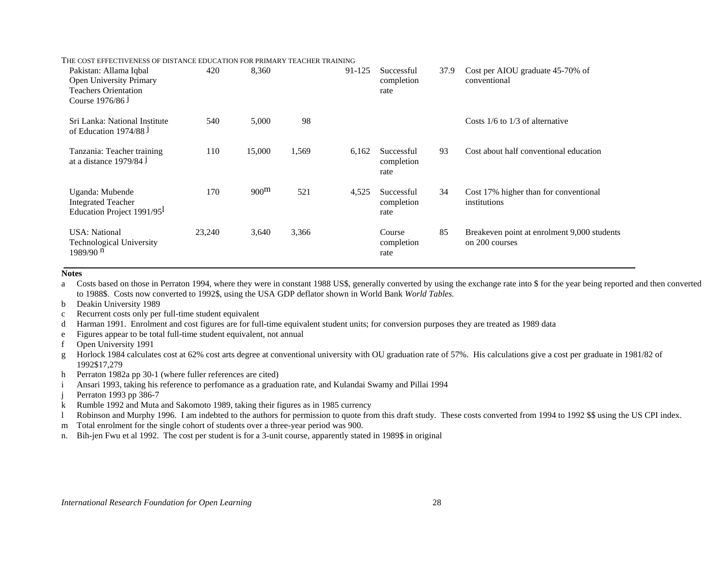THE COST EFFECTIVENESS OF DISTANCE EDUCATION FOR PRIMARY TEACHER TRAINING

| | | | | | | | |
|---|---|---|---|---|---|---|---|
| Pakistan: Allama Iqbal Open University Primary Teachers Orientation Course 1976/86 [j] | 420 | 8,360 | | 91-125 | Successful completion rate | 37.9 | Cost per AIOU graduate 45-70% of conventional |
| Sri Lanka: National Institute of Education 1974/88 [j] | 540 | 5,000 | 98 | | | | Costs 1/6 to 1/3 of alternative |
| Tanzania: Teacher training at a distance 1979/84 [j] | 110 | 15,000 | 1,569 | 6,162 | Successful completion rate | 93 | Cost about half conventional education |
| Uganda: Mubende Integrated Teacher Education Project 1991/95[l] | 170 | 900[m] | 521 | 4,525 | Successful completion rate | 34 | Cost 17% higher than for conventional institutions |
| USA: National Technological University 1989/90 [n] | 23,240 | 3,640 | 3,366 | | Course completion rate | 85 | Breakeven point at enrolment 9,000 students on 200 courses |

**Notes**

a Costs based on those in Perraton 1994, where they were in constant 1988 US$, generally converted by using the exchange rate into $ for the year being reported and then converted to 1988$. Costs now converted to 1992$, using the USA GDP deflator shown in World Bank *World Tables.*

b Deakin University 1989

c Recurrent costs only per full-time student equivalent

d Harman 1991. Enrolment and cost figures are for full-time equivalent student units; for conversion purposes they are treated as 1989 data

e Figures appear to be total full-time student equivalent, not annual

f Open University 1991

g Horlock 1984 calculates cost at 62% cost arts degree at conventional university with OU graduation rate of 57%. His calculations give a cost per graduate in 1981/82 of 1992$17,279

h Perraton 1982a pp 30-1 (where fuller references are cited)

i Ansari 1993, taking his reference to perfomance as a graduation rate, and Kulandai Swamy and Pillai 1994

j Perraton 1993 pp 386-7

k Rumble 1992 and Muta and Sakomoto 1989, taking their figures as in 1985 currency

l Robinson and Murphy 1996. I am indebted to the authors for permission to quote from this draft study. These costs converted from 1994 to 1992 $$ using the US CPI index.

m Total enrolment for the single cohort of students over a three-year period was 900.

n. Bih-jen Fwu et al 1992. The cost per student is for a 3-unit course, apparently stated in 1989$ in original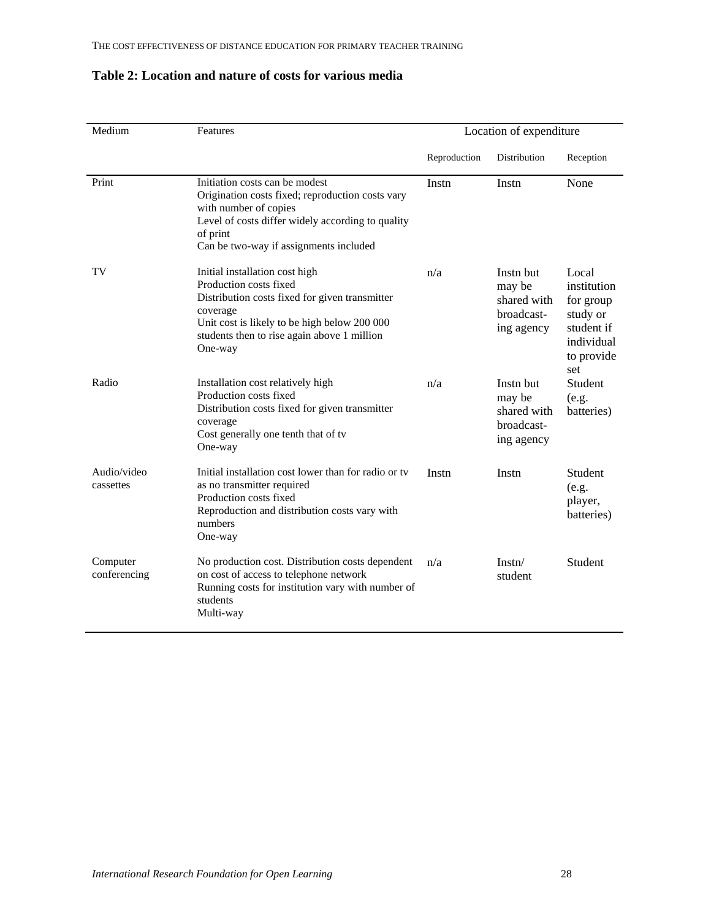### Table 2: Location and nature of costs for various media

| Medium | Features | Location of expenditure | | |
|---|---|---|---|---|
| | | Reproduction | Distribution | Reception |
| Print | Initiation costs can be modest<br>Origination costs fixed; reproduction costs vary with number of copies<br>Level of costs differ widely according to quality of print<br>Can be two-way if assignments included | Instn | Instn | None |
| TV | Initial installation cost high<br>Production costs fixed<br>Distribution costs fixed for given transmitter coverage<br>Unit cost is likely to be high below 200 000 students then to rise again above 1 million<br>One-way | n/a | Instn but may be shared with broadcast-ing agency | Local institution for group study or student if individual to provide set |
| Radio | Installation cost relatively high<br>Production costs fixed<br>Distribution costs fixed for given transmitter coverage<br>Cost generally one tenth that of tv<br>One-way | n/a | Instn but may be shared with broadcast-ing agency | Student (e.g. batteries) |
| Audio/video cassettes | Initial installation cost lower than for radio or tv as no transmitter required<br>Production costs fixed<br>Reproduction and distribution costs vary with numbers<br>One-way | Instn | Instn | Student (e.g. player, batteries) |
| Computer conferencing | No production cost. Distribution costs dependent on cost of access to telephone network<br>Running costs for institution vary with number of students<br>Multi-way | n/a | Instn/ student | Student |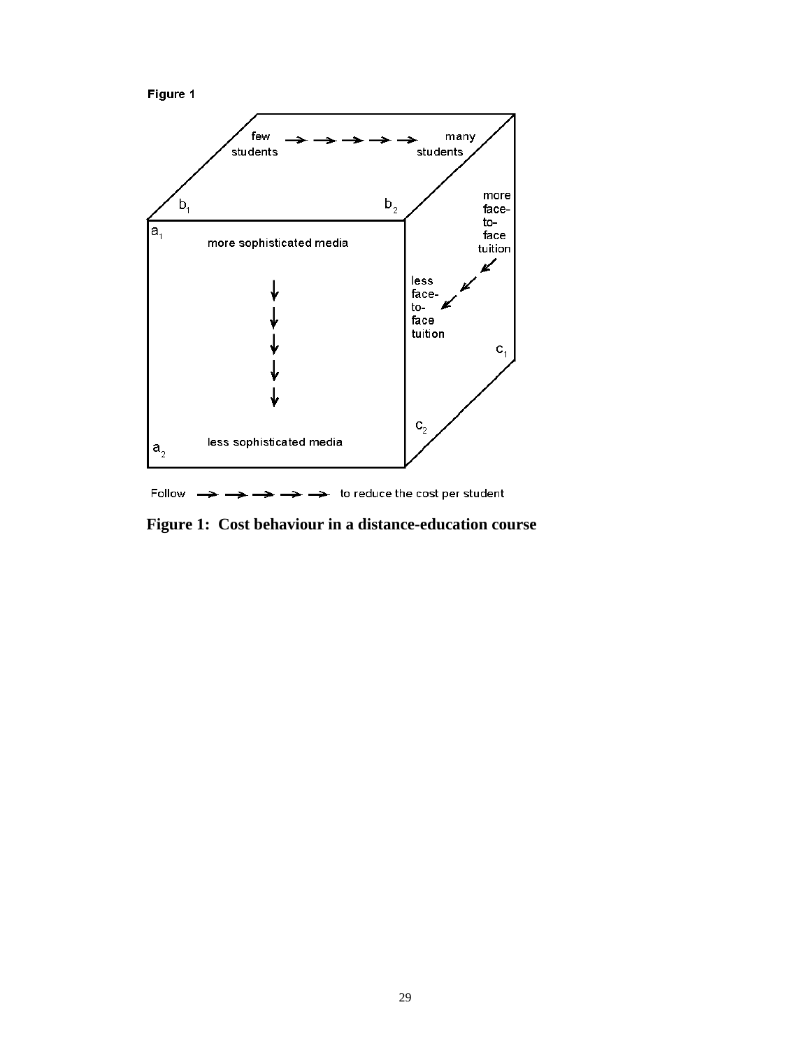Figure 1

few students → many students

$b_1$

$b_2$

more face-to-face tuition → less face-to-face tuition

$a_1$

more sophisticated media

less sophisticated media

$a_2$

$c_1$

$c_2$

Follow → → → → → to reduce the cost per student

**Figure 1: Cost behaviour in a distance-education course**